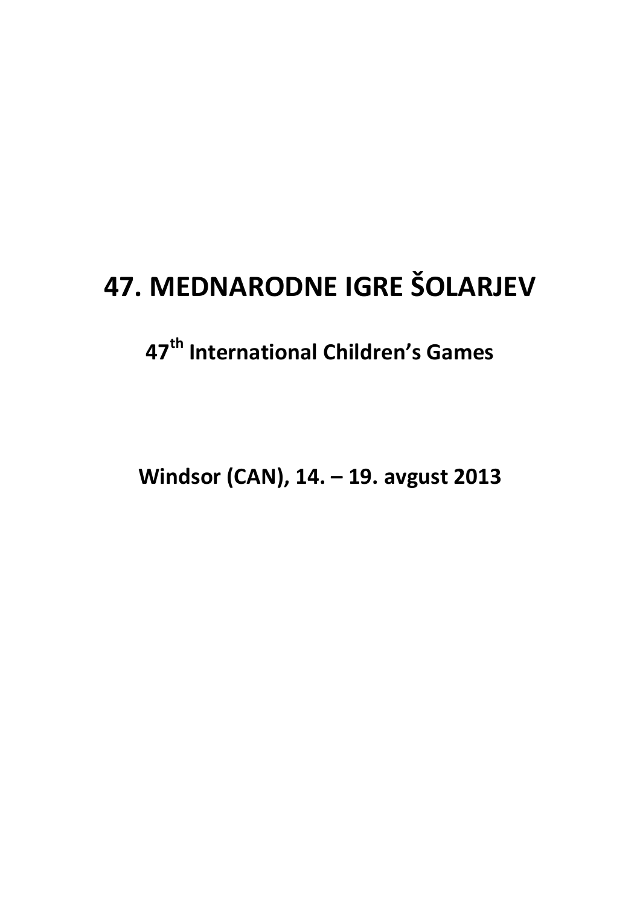# 47. MEDNARODNE IGRE ŠOLARJEV

## 47th International Children's Games

**Windsor (CAN), 14. – 19. avgust 2013**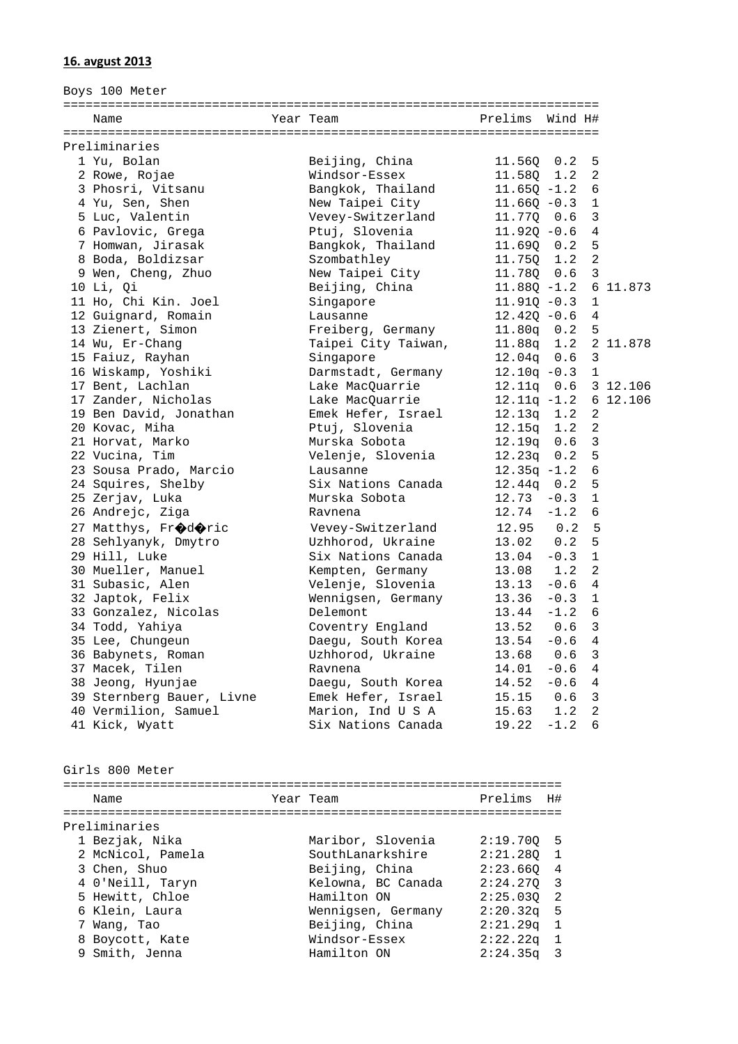**16. avgust 2013**

Boys 100 Meter

Preliminaries

| | Name | Year | Team | Prelims | Wind | H# | |
|---|---|---|---|---|---|---|---|
| 1 | Yu, Bolan | | Beijing, China | 11.56Q | 0.2 | 5 | |
| 2 | Rowe, Rojae | | Windsor-Essex | 11.58Q | 1.2 | 2 | |
| 3 | Phosri, Vitsanu | | Bangkok, Thailand | 11.65Q | -1.2 | 6 | |
| 4 | Yu, Sen, Shen | | New Taipei City | 11.66Q | -0.3 | 1 | |
| 5 | Luc, Valentin | | Vevey-Switzerland | 11.77Q | 0.6 | 3 | |
| 6 | Pavlovic, Grega | | Ptuj, Slovenia | 11.92Q | -0.6 | 4 | |
| 7 | Homwan, Jirasak | | Bangkok, Thailand | 11.69Q | 0.2 | 5 | |
| 8 | Boda, Boldizsar | | Szombathley | 11.75Q | 1.2 | 2 | |
| 9 | Wen, Cheng, Zhuo | | New Taipei City | 11.78Q | 0.6 | 3 | |
| 10 | Li, Qi | | Beijing, China | 11.88Q | -1.2 | 6 | 11.873 |
| 11 | Ho, Chi Kin. Joel | | Singapore | 11.91Q | -0.3 | 1 | |
| 12 | Guignard, Romain | | Lausanne | 12.42Q | -0.6 | 4 | |
| 13 | Zienert, Simon | | Freiberg, Germany | 11.80q | 0.2 | 5 | |
| 14 | Wu, Er-Chang | | Taipei City Taiwan, | 11.88q | 1.2 | 2 | 11.878 |
| 15 | Faiuz, Rayhan | | Singapore | 12.04q | 0.6 | 3 | |
| 16 | Wiskamp, Yoshiki | | Darmstadt, Germany | 12.10q | -0.3 | 1 | |
| 17 | Bent, Lachlan | | Lake MacQuarrie | 12.11q | 0.6 | 3 | 12.106 |
| 17 | Zander, Nicholas | | Lake MacQuarrie | 12.11q | -1.2 | 6 | 12.106 |
| 19 | Ben David, Jonathan | | Emek Hefer, Israel | 12.13q | 1.2 | 2 | |
| 20 | Kovac, Miha | | Ptuj, Slovenia | 12.15q | 1.2 | 2 | |
| 21 | Horvat, Marko | | Murska Sobota | 12.19q | 0.6 | 3 | |
| 22 | Vucina, Tim | | Velenje, Slovenia | 12.23q | 0.2 | 5 | |
| 23 | Sousa Prado, Marcio | | Lausanne | 12.35q | -1.2 | 6 | |
| 24 | Squires, Shelby | | Six Nations Canada | 12.44q | 0.2 | 5 | |
| 25 | Zerjav, Luka | | Murska Sobota | 12.73 | -0.3 | 1 | |
| 26 | Andrejc, Ziga | | Ravnena | 12.74 | -1.2 | 6 | |
| 27 | Matthys, Fr��d��ric | | Vevey-Switzerland | 12.95 | 0.2 | 5 | |
| 28 | Sehlyanyk, Dmytro | | Uzhhorod, Ukraine | 13.02 | 0.2 | 5 | |
| 29 | Hill, Luke | | Six Nations Canada | 13.04 | -0.3 | 1 | |
| 30 | Mueller, Manuel | | Kempten, Germany | 13.08 | 1.2 | 2 | |
| 31 | Subasic, Alen | | Velenje, Slovenia | 13.13 | -0.6 | 4 | |
| 32 | Japtok, Felix | | Wennigsen, Germany | 13.36 | -0.3 | 1 | |
| 33 | Gonzalez, Nicolas | | Delemont | 13.44 | -1.2 | 6 | |
| 34 | Todd, Yahiya | | Coventry England | 13.52 | 0.6 | 3 | |
| 35 | Lee, Chungeun | | Daegu, South Korea | 13.54 | -0.6 | 4 | |
| 36 | Babynets, Roman | | Uzhhorod, Ukraine | 13.68 | 0.6 | 3 | |
| 37 | Macek, Tilen | | Ravnena | 14.01 | -0.6 | 4 | |
| 38 | Jeong, Hyunjae | | Daegu, South Korea | 14.52 | -0.6 | 4 | |
| 39 | Sternberg Bauer, Livne | | Emek Hefer, Israel | 15.15 | 0.6 | 3 | |
| 40 | Vermilion, Samuel | | Marion, Ind U S A | 15.63 | 1.2 | 2 | |
| 41 | Kick, Wyatt | | Six Nations Canada | 19.22 | -1.2 | 6 | |

Girls 800 Meter

Preliminaries

| | Name | Year | Team | Prelims | H# |
|---|---|---|---|---|---|
| 1 | Bezjak, Nika | | Maribor, Slovenia | 2:19.70Q | 5 |
| 2 | McNicol, Pamela | | SouthLanarkshire | 2:21.28Q | 1 |
| 3 | Chen, Shuo | | Beijing, China | 2:23.66Q | 4 |
| 4 | O'Neill, Taryn | | Kelowna, BC Canada | 2:24.27Q | 3 |
| 5 | Hewitt, Chloe | | Hamilton ON | 2:25.03Q | 2 |
| 6 | Klein, Laura | | Wennigsen, Germany | 2:20.32q | 5 |
| 7 | Wang, Tao | | Beijing, China | 2:21.29q | 1 |
| 8 | Boycott, Kate | | Windsor-Essex | 2:22.22q | 1 |
| 9 | Smith, Jenna | | Hamilton ON | 2:24.35q | 3 |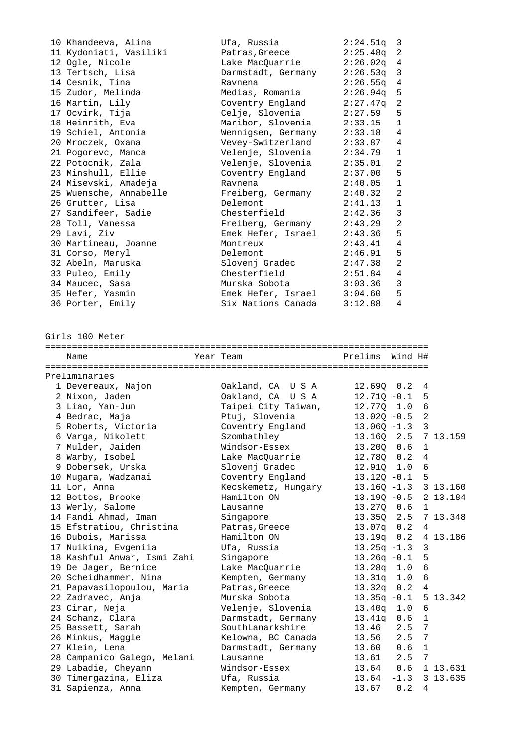| Place | Name | Team | Time | H# |
|---|---|---|---|---|
| 10 | Khandeeva, Alina | Ufa, Russia | 2:24.51q | 3 |
| 11 | Kydoniati, Vasiliki | Patras,Greece | 2:25.48q | 2 |
| 12 | Ogle, Nicole | Lake MacQuarrie | 2:26.02q | 4 |
| 13 | Tertsch, Lisa | Darmstadt, Germany | 2:26.53q | 3 |
| 14 | Cesnik, Tina | Ravnena | 2:26.55q | 4 |
| 15 | Zudor, Melinda | Medias, Romania | 2:26.94q | 5 |
| 16 | Martin, Lily | Coventry England | 2:27.47q | 2 |
| 17 | Ocvirk, Tija | Celje, Slovenia | 2:27.59 | 5 |
| 18 | Heinrith, Eva | Maribor, Slovenia | 2:33.15 | 1 |
| 19 | Schiel, Antonia | Wennigsen, Germany | 2:33.18 | 4 |
| 20 | Mroczek, Oxana | Vevey-Switzerland | 2:33.87 | 4 |
| 21 | Pogorevc, Manca | Velenje, Slovenia | 2:34.79 | 1 |
| 22 | Potocnik, Zala | Velenje, Slovenia | 2:35.01 | 2 |
| 23 | Minshull, Ellie | Coventry England | 2:37.00 | 5 |
| 24 | Misevski, Amadeja | Ravnena | 2:40.05 | 1 |
| 25 | Wuensche, Annabelle | Freiberg, Germany | 2:40.32 | 2 |
| 26 | Grutter, Lisa | Delemont | 2:41.13 | 1 |
| 27 | Sandifeer, Sadie | Chesterfield | 2:42.36 | 3 |
| 28 | Toll, Vanessa | Freiberg, Germany | 2:43.29 | 2 |
| 29 | Lavi, Ziv | Emek Hefer, Israel | 2:43.36 | 5 |
| 30 | Martineau, Joanne | Montreux | 2:43.41 | 4 |
| 31 | Corso, Meryl | Delemont | 2:46.91 | 5 |
| 32 | Abeln, Maruska | Slovenj Gradec | 2:47.38 | 2 |
| 33 | Puleo, Emily | Chesterfield | 2:51.84 | 4 |
| 34 | Maucec, Sasa | Murska Sobota | 3:03.36 | 3 |
| 35 | Hefer, Yasmin | Emek Hefer, Israel | 3:04.60 | 5 |
| 36 | Porter, Emily | Six Nations Canada | 3:12.88 | 4 |

## Girls 100 Meter

**Preliminaries**

| Place | Name | Year | Team | Prelims | Wind | H# | |
|---|---|---|---|---|---|---|---|
| 1 | Devereaux, Najon | | Oakland, CA U S A | 12.69Q | 0.2 | 4 | |
| 2 | Nixon, Jaden | | Oakland, CA U S A | 12.71Q | -0.1 | 5 | |
| 3 | Liao, Yan-Jun | | Taipei City Taiwan, | 12.77Q | 1.0 | 6 | |
| 4 | Bedrac, Maja | | Ptuj, Slovenia | 13.02Q | -0.5 | 2 | |
| 5 | Roberts, Victoria | | Coventry England | 13.06Q | -1.3 | 3 | |
| 6 | Varga, Nikolett | | Szombathley | 13.16Q | 2.5 | 7 | 13.159 |
| 7 | Mulder, Jaiden | | Windsor-Essex | 13.20Q | 0.6 | 1 | |
| 8 | Warby, Isobel | | Lake MacQuarrie | 12.78Q | 0.2 | 4 | |
| 9 | Dobersek, Urska | | Slovenj Gradec | 12.91Q | 1.0 | 6 | |
| 10 | Mugara, Wadzanai | | Coventry England | 13.12Q | -0.1 | 5 | |
| 11 | Lor, Anna | | Kecskemetz, Hungary | 13.16Q | -1.3 | 3 | 13.160 |
| 12 | Bottos, Brooke | | Hamilton ON | 13.19Q | -0.5 | 2 | 13.184 |
| 13 | Werly, Salome | | Lausanne | 13.27Q | 0.6 | 1 | |
| 14 | Fandi Ahmad, Iman | | Singapore | 13.35Q | 2.5 | 7 | 13.348 |
| 15 | Efstratiou, Christina | | Patras,Greece | 13.07q | 0.2 | 4 | |
| 16 | Dubois, Marissa | | Hamilton ON | 13.19q | 0.2 | 4 | 13.186 |
| 17 | Nuikina, Evgeniia | | Ufa, Russia | 13.25q | -1.3 | 3 | |
| 18 | Kashful Anwar, Ismi Zahi | | Singapore | 13.26q | -0.1 | 5 | |
| 19 | De Jager, Bernice | | Lake MacQuarrie | 13.28q | 1.0 | 6 | |
| 20 | Scheidhammer, Nina | | Kempten, Germany | 13.31q | 1.0 | 6 | |
| 21 | Papavasilopoulou, Maria | | Patras,Greece | 13.32q | 0.2 | 4 | |
| 22 | Zadravec, Anja | | Murska Sobota | 13.35q | -0.1 | 5 | 13.342 |
| 23 | Cirar, Neja | | Velenje, Slovenia | 13.40q | 1.0 | 6 | |
| 24 | Schanz, Clara | | Darmstadt, Germany | 13.41q | 0.6 | 1 | |
| 25 | Bassett, Sarah | | SouthLanarkshire | 13.46 | 2.5 | 7 | |
| 26 | Minkus, Maggie | | Kelowna, BC Canada | 13.56 | 2.5 | 7 | |
| 27 | Klein, Lena | | Darmstadt, Germany | 13.60 | 0.6 | 1 | |
| 28 | Campanico Galego, Melani | | Lausanne | 13.61 | 2.5 | 7 | |
| 29 | Labadie, Cheyann | | Windsor-Essex | 13.64 | 0.6 | 1 | 13.631 |
| 30 | Timergazina, Eliza | | Ufa, Russia | 13.64 | -1.3 | 3 | 13.635 |
| 31 | Sapienza, Anna | | Kempten, Germany | 13.67 | 0.2 | 4 | |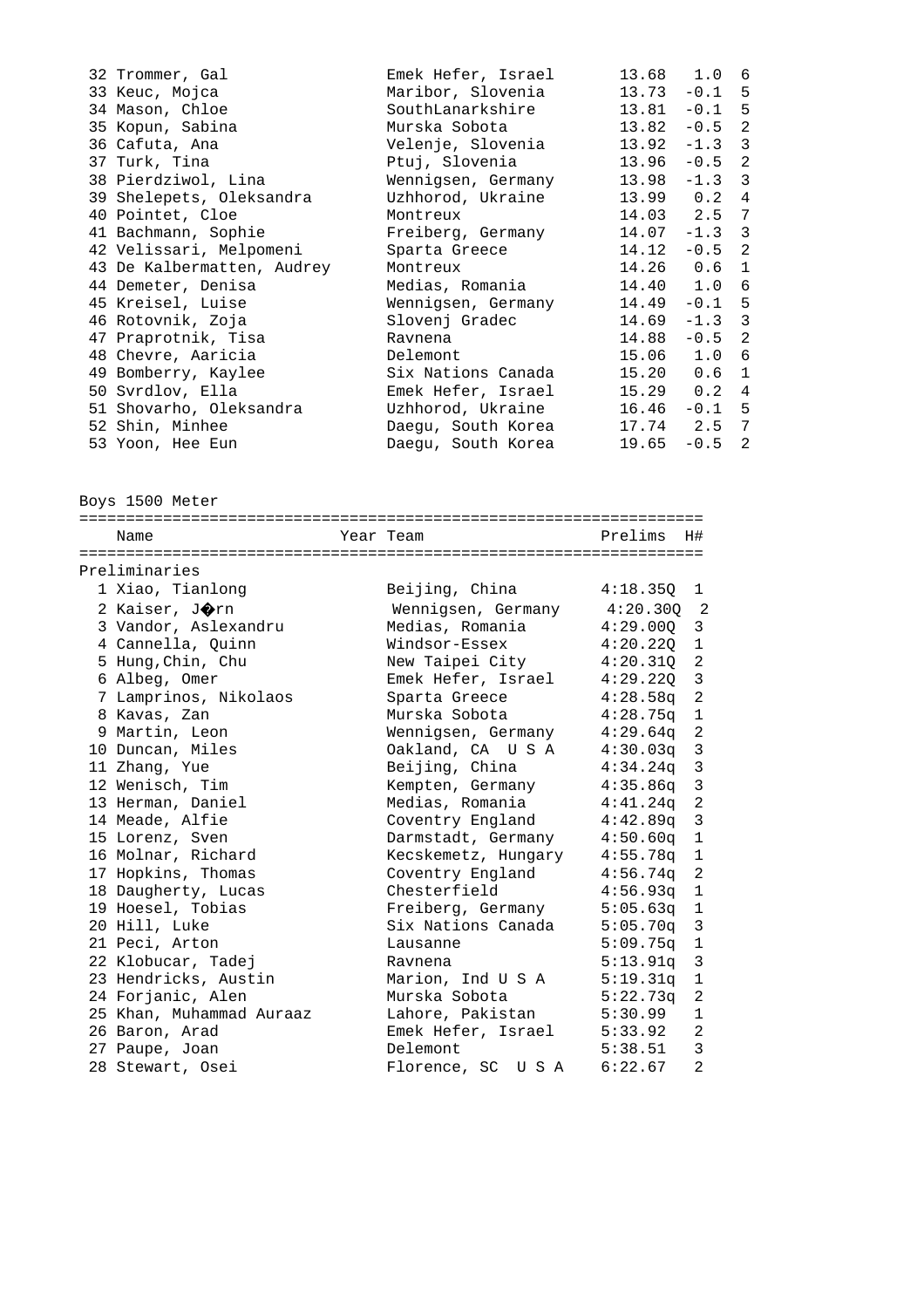| Place | Name | Team | Time | Wind | H# |
|---|---|---|---|---|---|
| 32 | Trommer, Gal | Emek Hefer, Israel | 13.68 | 1.0 | 6 |
| 33 | Keuc, Mojca | Maribor, Slovenia | 13.73 | -0.1 | 5 |
| 34 | Mason, Chloe | SouthLanarkshire | 13.81 | -0.1 | 5 |
| 35 | Kopun, Sabina | Murska Sobota | 13.82 | -0.5 | 2 |
| 36 | Cafuta, Ana | Velenje, Slovenia | 13.92 | -1.3 | 3 |
| 37 | Turk, Tina | Ptuj, Slovenia | 13.96 | -0.5 | 2 |
| 38 | Pierdziwol, Lina | Wennigsen, Germany | 13.98 | -1.3 | 3 |
| 39 | Shelepets, Oleksandra | Uzhhorod, Ukraine | 13.99 | 0.2 | 4 |
| 40 | Pointet, Cloe | Montreux | 14.03 | 2.5 | 7 |
| 41 | Bachmann, Sophie | Freiberg, Germany | 14.07 | -1.3 | 3 |
| 42 | Velissari, Melpomeni | Sparta Greece | 14.12 | -0.5 | 2 |
| 43 | De Kalbermatten, Audrey | Montreux | 14.26 | 0.6 | 1 |
| 44 | Demeter, Denisa | Medias, Romania | 14.40 | 1.0 | 6 |
| 45 | Kreisel, Luise | Wennigsen, Germany | 14.49 | -0.1 | 5 |
| 46 | Rotovnik, Zoja | Slovenj Gradec | 14.69 | -1.3 | 3 |
| 47 | Praprotnik, Tisa | Ravnena | 14.88 | -0.5 | 2 |
| 48 | Chevre, Aaricia | Delemont | 15.06 | 1.0 | 6 |
| 49 | Bomberry, Kaylee | Six Nations Canada | 15.20 | 0.6 | 1 |
| 50 | Svrdlov, Ella | Emek Hefer, Israel | 15.29 | 0.2 | 4 |
| 51 | Shovarho, Oleksandra | Uzhhorod, Ukraine | 16.46 | -0.1 | 5 |
| 52 | Shin, Minhee | Daegu, South Korea | 17.74 | 2.5 | 7 |
| 53 | Yoon, Hee Eun | Daegu, South Korea | 19.65 | -0.5 | 2 |

## Boys 1500 Meter

**Preliminaries**

| Place | Name | Year | Team | Prelims | H# |
|---|---|---|---|---|---|
| 1 | Xiao, Tianlong | | Beijing, China | 4:18.35Q | 1 |
| 2 | Kaiser, J�rn | | Wennigsen, Germany | 4:20.30Q | 2 |
| 3 | Vandor, Aslexandru | | Medias, Romania | 4:29.00Q | 3 |
| 4 | Cannella, Quinn | | Windsor-Essex | 4:20.22Q | 1 |
| 5 | Hung,Chin, Chu | | New Taipei City | 4:20.31Q | 2 |
| 6 | Albeg, Omer | | Emek Hefer, Israel | 4:29.22Q | 3 |
| 7 | Lamprinos, Nikolaos | | Sparta Greece | 4:28.58q | 2 |
| 8 | Kavas, Zan | | Murska Sobota | 4:28.75q | 1 |
| 9 | Martin, Leon | | Wennigsen, Germany | 4:29.64q | 2 |
| 10 | Duncan, Miles | | Oakland, CA U S A | 4:30.03q | 3 |
| 11 | Zhang, Yue | | Beijing, China | 4:34.24q | 3 |
| 12 | Wenisch, Tim | | Kempten, Germany | 4:35.86q | 3 |
| 13 | Herman, Daniel | | Medias, Romania | 4:41.24q | 2 |
| 14 | Meade, Alfie | | Coventry England | 4:42.89q | 3 |
| 15 | Lorenz, Sven | | Darmstadt, Germany | 4:50.60q | 1 |
| 16 | Molnar, Richard | | Kecskemetz, Hungary | 4:55.78q | 1 |
| 17 | Hopkins, Thomas | | Coventry England | 4:56.74q | 2 |
| 18 | Daugherty, Lucas | | Chesterfield | 4:56.93q | 1 |
| 19 | Hoesel, Tobias | | Freiberg, Germany | 5:05.63q | 1 |
| 20 | Hill, Luke | | Six Nations Canada | 5:05.70q | 3 |
| 21 | Peci, Arton | | Lausanne | 5:09.75q | 1 |
| 22 | Klobucar, Tadej | | Ravnena | 5:13.91q | 3 |
| 23 | Hendricks, Austin | | Marion, Ind U S A | 5:19.31q | 1 |
| 24 | Forjanic, Alen | | Murska Sobota | 5:22.73q | 2 |
| 25 | Khan, Muhammad Auraaz | | Lahore, Pakistan | 5:30.99 | 1 |
| 26 | Baron, Arad | | Emek Hefer, Israel | 5:33.92 | 2 |
| 27 | Paupe, Joan | | Delemont | 5:38.51 | 3 |
| 28 | Stewart, Osei | | Florence, SC U S A | 6:22.67 | 2 |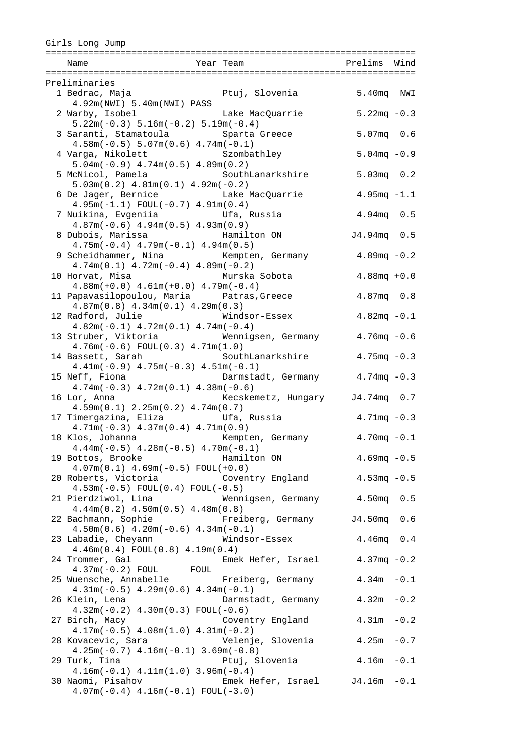## Girls Long Jump

| | Name | Year | Team | Prelims | Wind |
|---|---|---|---|---|---|
| **Preliminaries** | | | | | |
| 1 | Bedrac, Maja | | Ptuj, Slovenia | 5.40mq | NWI |
| | 4.92m(NWI) 5.40m(NWI) PASS | | | | |
| 2 | Warby, Isobel | | Lake MacQuarrie | 5.22mq | -0.3 |
| | 5.22m(-0.3) 5.16m(-0.2) 5.19m(-0.4) | | | | |
| 3 | Saranti, Stamatoula | | Sparta Greece | 5.07mq | 0.6 |
| | 4.58m(-0.5) 5.07m(0.6) 4.74m(-0.1) | | | | |
| 4 | Varga, Nikolett | | Szombathley | 5.04mq | -0.9 |
| | 5.04m(-0.9) 4.74m(0.5) 4.89m(0.2) | | | | |
| 5 | McNicol, Pamela | | SouthLanarkshire | 5.03mq | 0.2 |
| | 5.03m(0.2) 4.81m(0.1) 4.92m(-0.2) | | | | |
| 6 | De Jager, Bernice | | Lake MacQuarrie | 4.95mq | -1.1 |
| | 4.95m(-1.1) FOUL(-0.7) 4.91m(0.4) | | | | |
| 7 | Nuikina, Evgeniia | | Ufa, Russia | 4.94mq | 0.5 |
| | 4.87m(-0.6) 4.94m(0.5) 4.93m(0.9) | | | | |
| 8 | Dubois, Marissa | | Hamilton ON | J4.94mq | 0.5 |
| | 4.75m(-0.4) 4.79m(-0.1) 4.94m(0.5) | | | | |
| 9 | Scheidhammer, Nina | | Kempten, Germany | 4.89mq | -0.2 |
| | 4.74m(0.1) 4.72m(-0.4) 4.89m(-0.2) | | | | |
| 10 | Horvat, Misa | | Murska Sobota | 4.88mq | +0.0 |
| | 4.88m(+0.0) 4.61m(+0.0) 4.79m(-0.4) | | | | |
| 11 | Papavasilopoulou, Maria | | Patras,Greece | 4.87mq | 0.8 |
| | 4.87m(0.8) 4.34m(0.1) 4.29m(0.3) | | | | |
| 12 | Radford, Julie | | Windsor-Essex | 4.82mq | -0.1 |
| | 4.82m(-0.1) 4.72m(0.1) 4.74m(-0.4) | | | | |
| 13 | Struber, Viktoria | | Wennigsen, Germany | 4.76mq | -0.6 |
| | 4.76m(-0.6) FOUL(0.3) 4.71m(1.0) | | | | |
| 14 | Bassett, Sarah | | SouthLanarkshire | 4.75mq | -0.3 |
| | 4.41m(-0.9) 4.75m(-0.3) 4.51m(-0.1) | | | | |
| 15 | Neff, Fiona | | Darmstadt, Germany | 4.74mq | -0.3 |
| | 4.74m(-0.3) 4.72m(0.1) 4.38m(-0.6) | | | | |
| 16 | Lor, Anna | | Kecskemetz, Hungary | J4.74mq | 0.7 |
| | 4.59m(0.1) 2.25m(0.2) 4.74m(0.7) | | | | |
| 17 | Timergazina, Eliza | | Ufa, Russia | 4.71mq | -0.3 |
| | 4.71m(-0.3) 4.37m(0.4) 4.71m(0.9) | | | | |
| 18 | Klos, Johanna | | Kempten, Germany | 4.70mq | -0.1 |
| | 4.44m(-0.5) 4.28m(-0.5) 4.70m(-0.1) | | | | |
| 19 | Bottos, Brooke | | Hamilton ON | 4.69mq | -0.5 |
| | 4.07m(0.1) 4.69m(-0.5) FOUL(+0.0) | | | | |
| 20 | Roberts, Victoria | | Coventry England | 4.53mq | -0.5 |
| | 4.53m(-0.5) FOUL(0.4) FOUL(-0.5) | | | | |
| 21 | Pierdziwol, Lina | | Wennigsen, Germany | 4.50mq | 0.5 |
| | 4.44m(0.2) 4.50m(0.5) 4.48m(0.8) | | | | |
| 22 | Bachmann, Sophie | | Freiberg, Germany | J4.50mq | 0.6 |
| | 4.50m(0.6) 4.20m(-0.6) 4.34m(-0.1) | | | | |
| 23 | Labadie, Cheyann | | Windsor-Essex | 4.46mq | 0.4 |
| | 4.46m(0.4) FOUL(0.8) 4.19m(0.4) | | | | |
| 24 | Trommer, Gal | | Emek Hefer, Israel | 4.37mq | -0.2 |
| | 4.37m(-0.2) FOUL FOUL | | | | |
| 25 | Wuensche, Annabelle | | Freiberg, Germany | 4.34m | -0.1 |
| | 4.31m(-0.5) 4.29m(0.6) 4.34m(-0.1) | | | | |
| 26 | Klein, Lena | | Darmstadt, Germany | 4.32m | -0.2 |
| | 4.32m(-0.2) 4.30m(0.3) FOUL(-0.6) | | | | |
| 27 | Birch, Macy | | Coventry England | 4.31m | -0.2 |
| | 4.17m(-0.5) 4.08m(1.0) 4.31m(-0.2) | | | | |
| 28 | Kovacevic, Sara | | Velenje, Slovenia | 4.25m | -0.7 |
| | 4.25m(-0.7) 4.16m(-0.1) 3.69m(-0.8) | | | | |
| 29 | Turk, Tina | | Ptuj, Slovenia | 4.16m | -0.1 |
| | 4.16m(-0.1) 4.11m(1.0) 3.96m(-0.4) | | | | |
| 30 | Naomi, Pisahov | | Emek Hefer, Israel | J4.16m | -0.1 |
| | 4.07m(-0.4) 4.16m(-0.1) FOUL(-3.0) | | | | |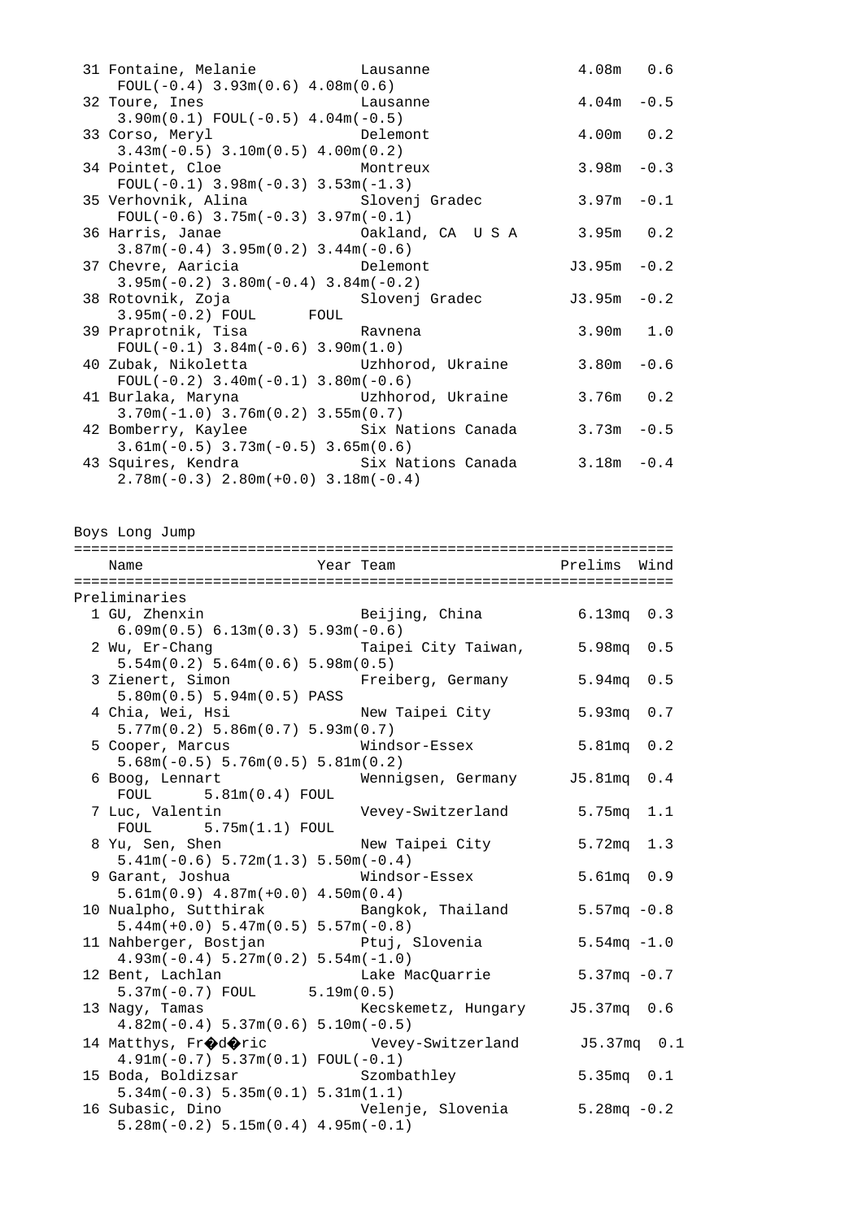```
 31 Fontaine, Melanie           Lausanne                  4.08m   0.6
     FOUL(-0.4) 3.93m(0.6) 4.08m(0.6)
 32 Toure, Ines                 Lausanne                  4.04m  -0.5
     3.90m(0.1) FOUL(-0.5) 4.04m(-0.5)
 33 Corso, Meryl                Delemont                  4.00m   0.2
     3.43m(-0.5) 3.10m(0.5) 4.00m(0.2)
 34 Pointet, Cloe               Montreux                  3.98m  -0.3
     FOUL(-0.1) 3.98m(-0.3) 3.53m(-1.3)
 35 Verhovnik, Alina            Slovenj Gradec            3.97m  -0.1
     FOUL(-0.6) 3.75m(-0.3) 3.97m(-0.1)
 36 Harris, Janae               Oakland, CA  U S A        3.95m   0.2
     3.87m(-0.4) 3.95m(0.2) 3.44m(-0.6)
 37 Chevre, Aaricia             Delemont                 J3.95m  -0.2
     3.95m(-0.2) 3.80m(-0.4) 3.84m(-0.2)
 38 Rotovnik, Zoja              Slovenj Gradec           J3.95m  -0.2
     3.95m(-0.2) FOUL      FOUL
 39 Praprotnik, Tisa            Ravnena                   3.90m   1.0
     FOUL(-0.1) 3.84m(-0.6) 3.90m(1.0)
 40 Zubak, Nikoletta            Uzhhorod, Ukraine         3.80m  -0.6
     FOUL(-0.2) 3.40m(-0.1) 3.80m(-0.6)
 41 Burlaka, Maryna             Uzhhorod, Ukraine         3.76m   0.2
     3.70m(-1.0) 3.76m(0.2) 3.55m(0.7)
 42 Bomberry, Kaylee            Six Nations Canada        3.73m  -0.5
     3.61m(-0.5) 3.73m(-0.5) 3.65m(0.6)
 43 Squires, Kendra             Six Nations Canada        3.18m  -0.4
     2.78m(-0.3) 2.80m(+0.0) 3.18m(-0.4)


Boys Long Jump
=====================================================================
    Name                    Year Team                    Prelims  Wind
=====================================================================
Preliminaries
  1 GU, Zhenxin                 Beijing, China            6.13mq  0.3
     6.09m(0.5) 6.13m(0.3) 5.93m(-0.6)
  2 Wu, Er-Chang                Taipei City Taiwan,       5.98mq  0.5
     5.54m(0.2) 5.64m(0.6) 5.98m(0.5)
  3 Zienert, Simon              Freiberg, Germany         5.94mq  0.5
     5.80m(0.5) 5.94m(0.5) PASS
  4 Chia, Wei, Hsi              New Taipei City           5.93mq  0.7
     5.77m(0.2) 5.86m(0.7) 5.93m(0.7)
  5 Cooper, Marcus              Windsor-Essex             5.81mq  0.2
     5.68m(-0.5) 5.76m(0.5) 5.81m(0.2)
  6 Boog, Lennart               Wennigsen, Germany       J5.81mq  0.4
     FOUL      5.81m(0.4) FOUL
  7 Luc, Valentin               Vevey-Switzerland         5.75mq  1.1
     FOUL      5.75m(1.1) FOUL
  8 Yu, Sen, Shen               New Taipei City           5.72mq  1.3
     5.41m(-0.6) 5.72m(1.3) 5.50m(-0.4)
  9 Garant, Joshua              Windsor-Essex             5.61mq  0.9
     5.61m(0.9) 4.87m(+0.0) 4.50m(0.4)
 10 Nualpho, Sutthirak          Bangkok, Thailand         5.57mq -0.8
     5.44m(+0.0) 5.47m(0.5) 5.57m(-0.8)
 11 Nahberger, Bostjan          Ptuj, Slovenia            5.54mq -1.0
     4.93m(-0.4) 5.27m(0.2) 5.54m(-1.0)
 12 Bent, Lachlan               Lake MacQuarrie           5.37mq -0.7
     5.37m(-0.7) FOUL      5.19m(0.5)
 13 Nagy, Tamas                 Kecskemetz, Hungary      J5.37mq  0.6
     4.82m(-0.4) 5.37m(0.6) 5.10m(-0.5)
 14 Matthys, Fr��d��ric           Vevey-Switzerland        J5.37mq  0.1
     4.91m(-0.7) 5.37m(0.1) FOUL(-0.1)
 15 Boda, Boldizsar             Szombathley               5.35mq  0.1
     5.34m(-0.3) 5.35m(0.1) 5.31m(1.1)
 16 Subasic, Dino               Velenje, Slovenia         5.28mq -0.2
     5.28m(-0.2) 5.15m(0.4) 4.95m(-0.1)
```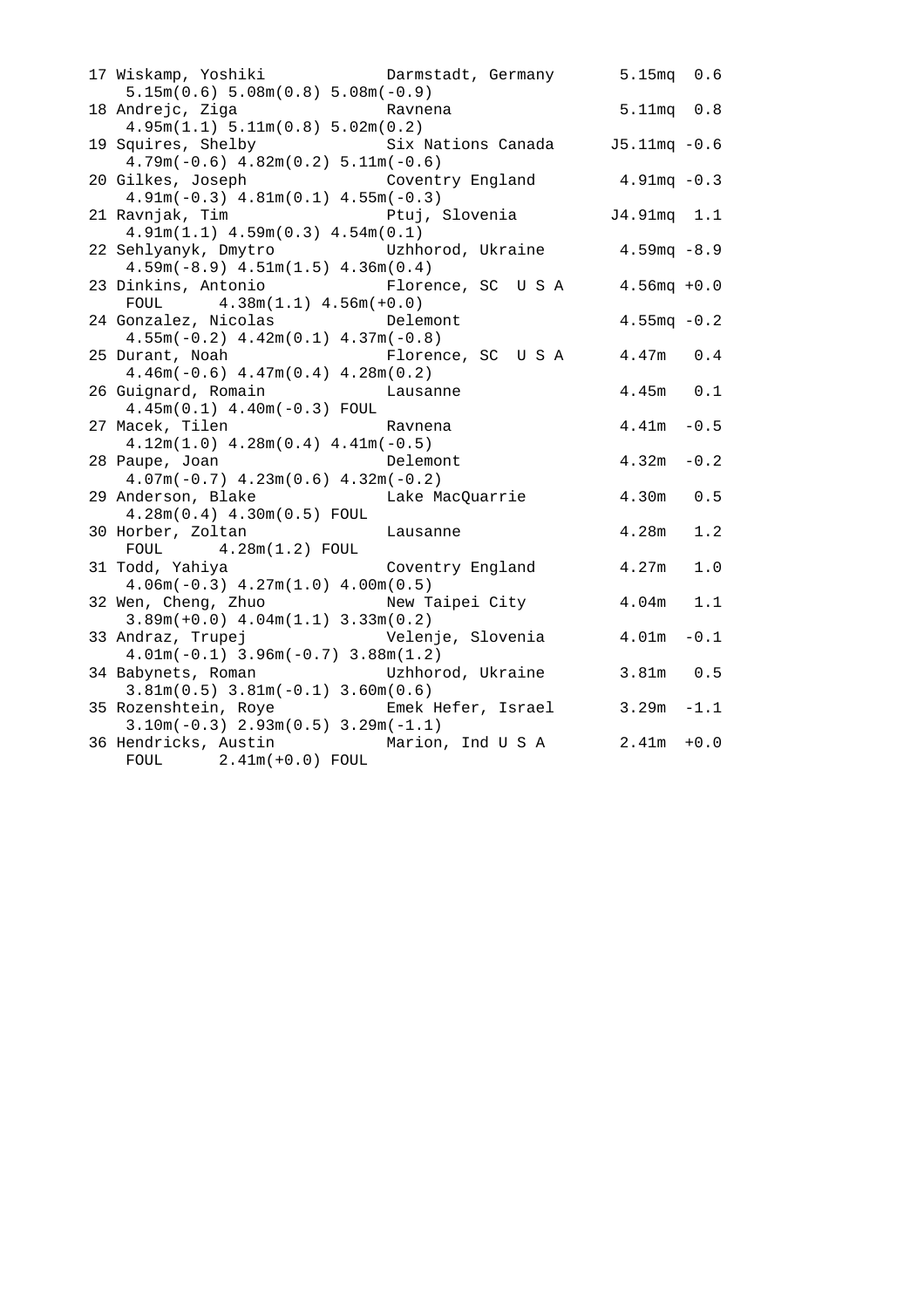```
 17 Wiskamp, Yoshiki            Darmstadt, Germany       5.15mq  0.6
    5.15m(0.6) 5.08m(0.8) 5.08m(-0.9)
 18 Andrejc, Ziga               Ravnena                  5.11mq  0.8
    4.95m(1.1) 5.11m(0.8) 5.02m(0.2)
 19 Squires, Shelby             Six Nations Canada      J5.11mq -0.6
    4.79m(-0.6) 4.82m(0.2) 5.11m(-0.6)
 20 Gilkes, Joseph              Coventry England         4.91mq -0.3
    4.91m(-0.3) 4.81m(0.1) 4.55m(-0.3)
 21 Ravnjak, Tim                Ptuj, Slovenia          J4.91mq  1.1
    4.91m(1.1) 4.59m(0.3) 4.54m(0.1)
 22 Sehlyanyk, Dmytro           Uzhhorod, Ukraine        4.59mq -8.9
    4.59m(-8.9) 4.51m(1.5) 4.36m(0.4)
 23 Dinkins, Antonio            Florence, SC  U S A      4.56mq +0.0
    FOUL      4.38m(1.1) 4.56m(+0.0)
 24 Gonzalez, Nicolas           Delemont                 4.55mq -0.2
    4.55m(-0.2) 4.42m(0.1) 4.37m(-0.8)
 25 Durant, Noah                Florence, SC  U S A      4.47m   0.4
    4.46m(-0.6) 4.47m(0.4) 4.28m(0.2)
 26 Guignard, Romain            Lausanne                 4.45m   0.1
    4.45m(0.1) 4.40m(-0.3) FOUL
 27 Macek, Tilen                Ravnena                  4.41m  -0.5
    4.12m(1.0) 4.28m(0.4) 4.41m(-0.5)
 28 Paupe, Joan                 Delemont                 4.32m  -0.2
    4.07m(-0.7) 4.23m(0.6) 4.32m(-0.2)
 29 Anderson, Blake             Lake MacQuarrie          4.30m   0.5
    4.28m(0.4) 4.30m(0.5) FOUL
 30 Horber, Zoltan              Lausanne                 4.28m   1.2
    FOUL      4.28m(1.2) FOUL
 31 Todd, Yahiya                Coventry England         4.27m   1.0
    4.06m(-0.3) 4.27m(1.0) 4.00m(0.5)
 32 Wen, Cheng, Zhuo            New Taipei City          4.04m   1.1
    3.89m(+0.0) 4.04m(1.1) 3.33m(0.2)
 33 Andraz, Trupej              Velenje, Slovenia        4.01m  -0.1
    4.01m(-0.1) 3.96m(-0.7) 3.88m(1.2)
 34 Babynets, Roman             Uzhhorod, Ukraine        3.81m   0.5
    3.81m(0.5) 3.81m(-0.1) 3.60m(0.6)
 35 Rozenshtein, Roye           Emek Hefer, Israel       3.29m  -1.1
    3.10m(-0.3) 2.93m(0.5) 3.29m(-1.1)
 36 Hendricks, Austin           Marion, Ind U S A        2.41m  +0.0
    FOUL      2.41m(+0.0) FOUL
```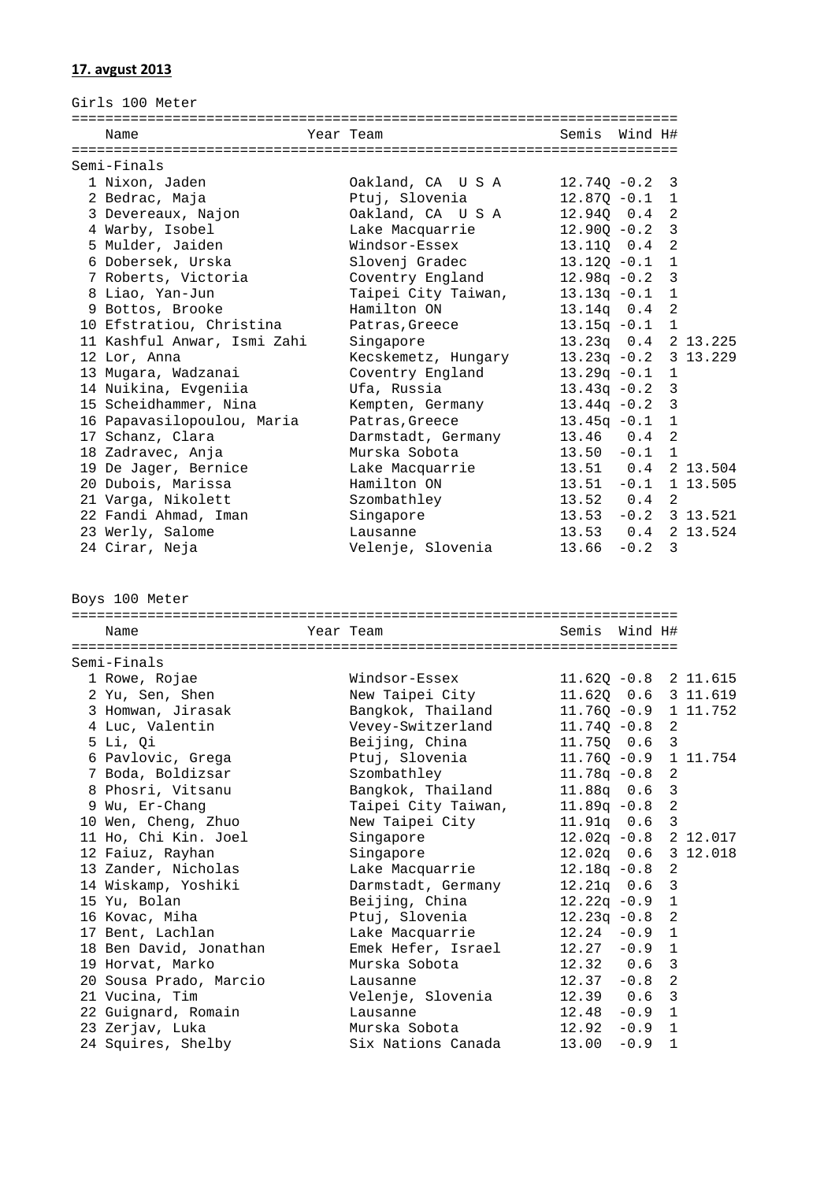**17. avgust 2013**

Girls 100 Meter

Semi-Finals

| Place | Name | Year | Team | Semis | Wind | H# | |
|---|---|---|---|---|---|---|---|
| 1 | Nixon, Jaden | | Oakland, CA U S A | 12.74Q | -0.2 | 3 | |
| 2 | Bedrac, Maja | | Ptuj, Slovenia | 12.87Q | -0.1 | 1 | |
| 3 | Devereaux, Najon | | Oakland, CA U S A | 12.94Q | 0.4 | 2 | |
| 4 | Warby, Isobel | | Lake Macquarrie | 12.90Q | -0.2 | 3 | |
| 5 | Mulder, Jaiden | | Windsor-Essex | 13.11Q | 0.4 | 2 | |
| 6 | Dobersek, Urska | | Slovenj Gradec | 13.12Q | -0.1 | 1 | |
| 7 | Roberts, Victoria | | Coventry England | 12.98q | -0.2 | 3 | |
| 8 | Liao, Yan-Jun | | Taipei City Taiwan, | 13.13q | -0.1 | 1 | |
| 9 | Bottos, Brooke | | Hamilton ON | 13.14q | 0.4 | 2 | |
| 10 | Efstratiou, Christina | | Patras,Greece | 13.15q | -0.1 | 1 | |
| 11 | Kashful Anwar, Ismi Zahi | | Singapore | 13.23q | 0.4 | 2 | 13.225 |
| 12 | Lor, Anna | | Kecskemetz, Hungary | 13.23q | -0.2 | 3 | 13.229 |
| 13 | Mugara, Wadzanai | | Coventry England | 13.29q | -0.1 | 1 | |
| 14 | Nuikina, Evgeniia | | Ufa, Russia | 13.43q | -0.2 | 3 | |
| 15 | Scheidhammer, Nina | | Kempten, Germany | 13.44q | -0.2 | 3 | |
| 16 | Papavasilopoulou, Maria | | Patras,Greece | 13.45q | -0.1 | 1 | |
| 17 | Schanz, Clara | | Darmstadt, Germany | 13.46 | 0.4 | 2 | |
| 18 | Zadravec, Anja | | Murska Sobota | 13.50 | -0.1 | 1 | |
| 19 | De Jager, Bernice | | Lake Macquarrie | 13.51 | 0.4 | 2 | 13.504 |
| 20 | Dubois, Marissa | | Hamilton ON | 13.51 | -0.1 | 1 | 13.505 |
| 21 | Varga, Nikolett | | Szombathley | 13.52 | 0.4 | 2 | |
| 22 | Fandi Ahmad, Iman | | Singapore | 13.53 | -0.2 | 3 | 13.521 |
| 23 | Werly, Salome | | Lausanne | 13.53 | 0.4 | 2 | 13.524 |
| 24 | Cirar, Neja | | Velenje, Slovenia | 13.66 | -0.2 | 3 | |

Boys 100 Meter

Semi-Finals

| Place | Name | Year | Team | Semis | Wind | H# | |
|---|---|---|---|---|---|---|---|
| 1 | Rowe, Rojae | | Windsor-Essex | 11.62Q | -0.8 | 2 | 11.615 |
| 2 | Yu, Sen, Shen | | New Taipei City | 11.62Q | 0.6 | 3 | 11.619 |
| 3 | Homwan, Jirasak | | Bangkok, Thailand | 11.76Q | -0.9 | 1 | 11.752 |
| 4 | Luc, Valentin | | Vevey-Switzerland | 11.74Q | -0.8 | 2 | |
| 5 | Li, Qi | | Beijing, China | 11.75Q | 0.6 | 3 | |
| 6 | Pavlovic, Grega | | Ptuj, Slovenia | 11.76Q | -0.9 | 1 | 11.754 |
| 7 | Boda, Boldizsar | | Szombathley | 11.78q | -0.8 | 2 | |
| 8 | Phosri, Vitsanu | | Bangkok, Thailand | 11.88q | 0.6 | 3 | |
| 9 | Wu, Er-Chang | | Taipei City Taiwan, | 11.89q | -0.8 | 2 | |
| 10 | Wen, Cheng, Zhuo | | New Taipei City | 11.91q | 0.6 | 3 | |
| 11 | Ho, Chi Kin. Joel | | Singapore | 12.02q | -0.8 | 2 | 12.017 |
| 12 | Faiuz, Rayhan | | Singapore | 12.02q | 0.6 | 3 | 12.018 |
| 13 | Zander, Nicholas | | Lake Macquarrie | 12.18q | -0.8 | 2 | |
| 14 | Wiskamp, Yoshiki | | Darmstadt, Germany | 12.21q | 0.6 | 3 | |
| 15 | Yu, Bolan | | Beijing, China | 12.22q | -0.9 | 1 | |
| 16 | Kovac, Miha | | Ptuj, Slovenia | 12.23q | -0.8 | 2 | |
| 17 | Bent, Lachlan | | Lake Macquarrie | 12.24 | -0.9 | 1 | |
| 18 | Ben David, Jonathan | | Emek Hefer, Israel | 12.27 | -0.9 | 1 | |
| 19 | Horvat, Marko | | Murska Sobota | 12.32 | 0.6 | 3 | |
| 20 | Sousa Prado, Marcio | | Lausanne | 12.37 | -0.8 | 2 | |
| 21 | Vucina, Tim | | Velenje, Slovenia | 12.39 | 0.6 | 3 | |
| 22 | Guignard, Romain | | Lausanne | 12.48 | -0.9 | 1 | |
| 23 | Zerjav, Luka | | Murska Sobota | 12.92 | -0.9 | 1 | |
| 24 | Squires, Shelby | | Six Nations Canada | 13.00 | -0.9 | 1 | |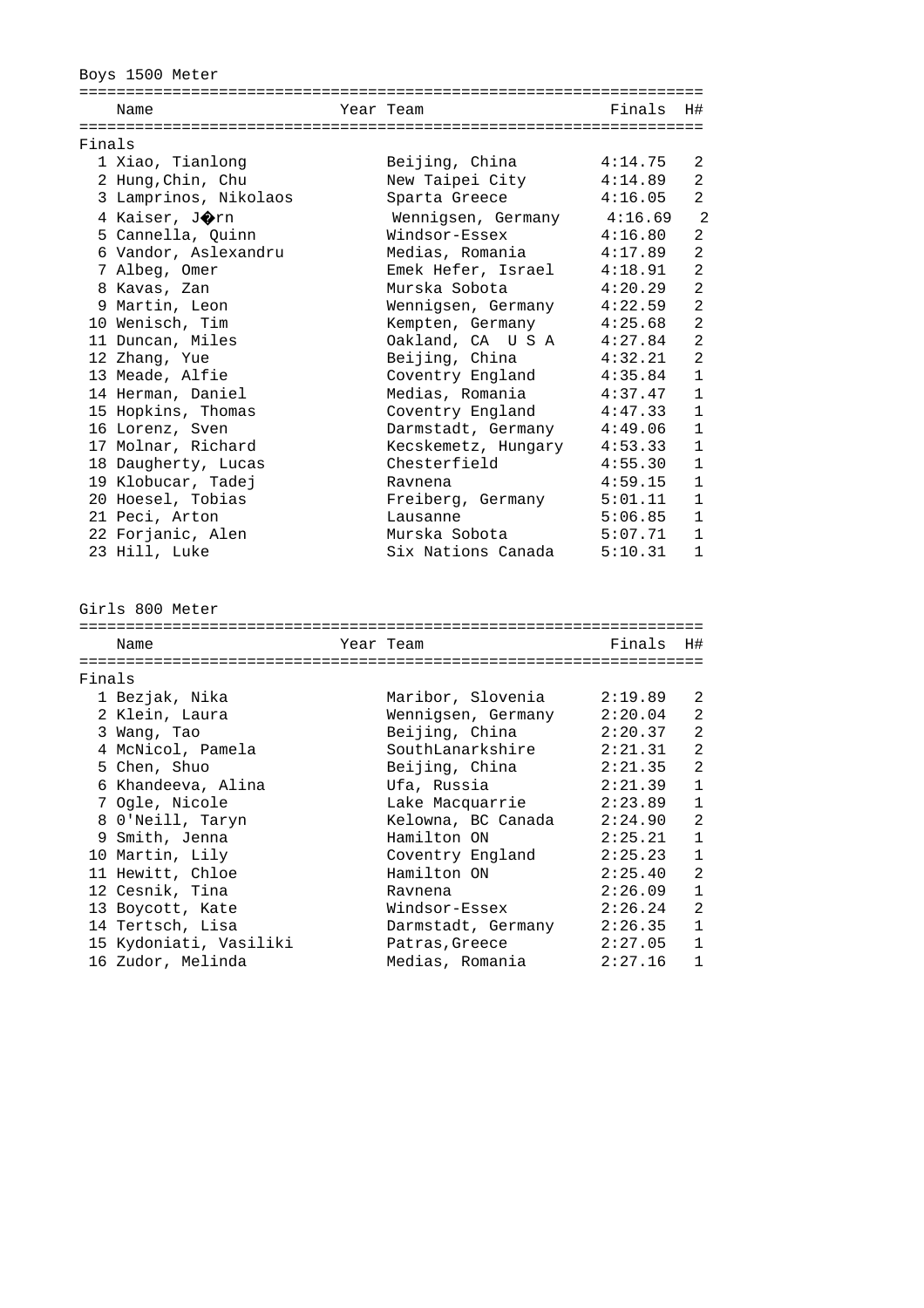## Boys 1500 Meter

**Finals**

| Place | Name | Year | Team | Finals | H# |
|---|---|---|---|---|---|
| 1 | Xiao, Tianlong | | Beijing, China | 4:14.75 | 2 |
| 2 | Hung,Chin, Chu | | New Taipei City | 4:14.89 | 2 |
| 3 | Lamprinos, Nikolaos | | Sparta Greece | 4:16.05 | 2 |
| 4 | Kaiser, J�rn | | Wennigsen, Germany | 4:16.69 | 2 |
| 5 | Cannella, Quinn | | Windsor-Essex | 4:16.80 | 2 |
| 6 | Vandor, Aslexandru | | Medias, Romania | 4:17.89 | 2 |
| 7 | Albeg, Omer | | Emek Hefer, Israel | 4:18.91 | 2 |
| 8 | Kavas, Zan | | Murska Sobota | 4:20.29 | 2 |
| 9 | Martin, Leon | | Wennigsen, Germany | 4:22.59 | 2 |
| 10 | Wenisch, Tim | | Kempten, Germany | 4:25.68 | 2 |
| 11 | Duncan, Miles | | Oakland, CA U S A | 4:27.84 | 2 |
| 12 | Zhang, Yue | | Beijing, China | 4:32.21 | 2 |
| 13 | Meade, Alfie | | Coventry England | 4:35.84 | 1 |
| 14 | Herman, Daniel | | Medias, Romania | 4:37.47 | 1 |
| 15 | Hopkins, Thomas | | Coventry England | 4:47.33 | 1 |
| 16 | Lorenz, Sven | | Darmstadt, Germany | 4:49.06 | 1 |
| 17 | Molnar, Richard | | Kecskemetz, Hungary | 4:53.33 | 1 |
| 18 | Daugherty, Lucas | | Chesterfield | 4:55.30 | 1 |
| 19 | Klobucar, Tadej | | Ravnena | 4:59.15 | 1 |
| 20 | Hoesel, Tobias | | Freiberg, Germany | 5:01.11 | 1 |
| 21 | Peci, Arton | | Lausanne | 5:06.85 | 1 |
| 22 | Forjanic, Alen | | Murska Sobota | 5:07.71 | 1 |
| 23 | Hill, Luke | | Six Nations Canada | 5:10.31 | 1 |

## Girls 800 Meter

**Finals**

| Place | Name | Year | Team | Finals | H# |
|---|---|---|---|---|---|
| 1 | Bezjak, Nika | | Maribor, Slovenia | 2:19.89 | 2 |
| 2 | Klein, Laura | | Wennigsen, Germany | 2:20.04 | 2 |
| 3 | Wang, Tao | | Beijing, China | 2:20.37 | 2 |
| 4 | McNicol, Pamela | | SouthLanarkshire | 2:21.31 | 2 |
| 5 | Chen, Shuo | | Beijing, China | 2:21.35 | 2 |
| 6 | Khandeeva, Alina | | Ufa, Russia | 2:21.39 | 1 |
| 7 | Ogle, Nicole | | Lake Macquarrie | 2:23.89 | 1 |
| 8 | O'Neill, Taryn | | Kelowna, BC Canada | 2:24.90 | 2 |
| 9 | Smith, Jenna | | Hamilton ON | 2:25.21 | 1 |
| 10 | Martin, Lily | | Coventry England | 2:25.23 | 1 |
| 11 | Hewitt, Chloe | | Hamilton ON | 2:25.40 | 2 |
| 12 | Cesnik, Tina | | Ravnena | 2:26.09 | 1 |
| 13 | Boycott, Kate | | Windsor-Essex | 2:26.24 | 2 |
| 14 | Tertsch, Lisa | | Darmstadt, Germany | 2:26.35 | 1 |
| 15 | Kydoniati, Vasiliki | | Patras,Greece | 2:27.05 | 1 |
| 16 | Zudor, Melinda | | Medias, Romania | 2:27.16 | 1 |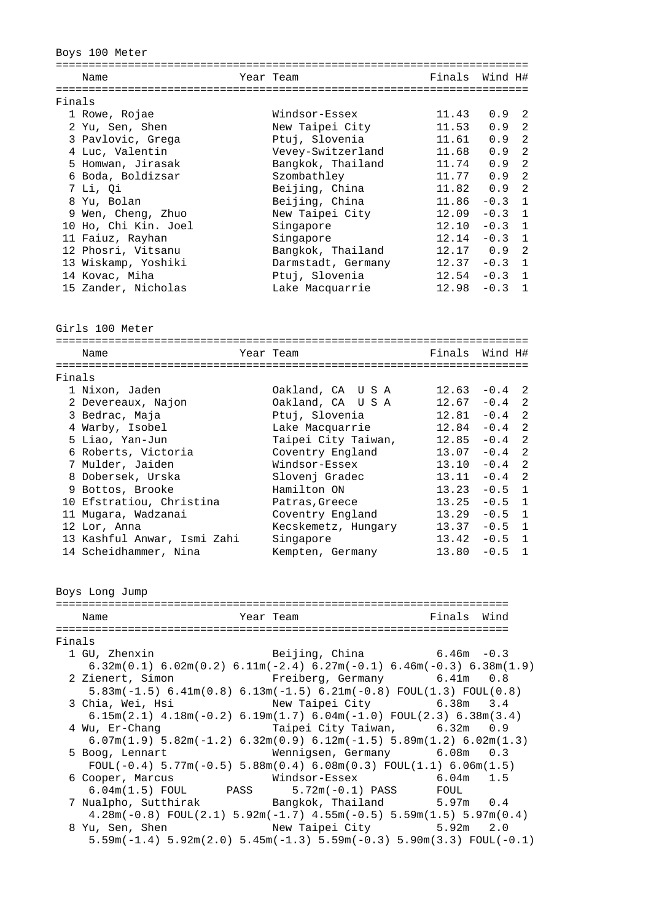## Boys 100 Meter

| | Name | Year | Team | Finals | Wind | H# |
|---|---|---|---|---|---|---|
| **Finals** | | | | | | |
| 1 | Rowe, Rojae | | Windsor-Essex | 11.43 | 0.9 | 2 |
| 2 | Yu, Sen, Shen | | New Taipei City | 11.53 | 0.9 | 2 |
| 3 | Pavlovic, Grega | | Ptuj, Slovenia | 11.61 | 0.9 | 2 |
| 4 | Luc, Valentin | | Vevey-Switzerland | 11.68 | 0.9 | 2 |
| 5 | Homwan, Jirasak | | Bangkok, Thailand | 11.74 | 0.9 | 2 |
| 6 | Boda, Boldizsar | | Szombathley | 11.77 | 0.9 | 2 |
| 7 | Li, Qi | | Beijing, China | 11.82 | 0.9 | 2 |
| 8 | Yu, Bolan | | Beijing, China | 11.86 | -0.3 | 1 |
| 9 | Wen, Cheng, Zhuo | | New Taipei City | 12.09 | -0.3 | 1 |
| 10 | Ho, Chi Kin. Joel | | Singapore | 12.10 | -0.3 | 1 |
| 11 | Faiuz, Rayhan | | Singapore | 12.14 | -0.3 | 1 |
| 12 | Phosri, Vitsanu | | Bangkok, Thailand | 12.17 | 0.9 | 2 |
| 13 | Wiskamp, Yoshiki | | Darmstadt, Germany | 12.37 | -0.3 | 1 |
| 14 | Kovac, Miha | | Ptuj, Slovenia | 12.54 | -0.3 | 1 |
| 15 | Zander, Nicholas | | Lake Macquarrie | 12.98 | -0.3 | 1 |

## Girls 100 Meter

| | Name | Year | Team | Finals | Wind | H# |
|---|---|---|---|---|---|---|
| **Finals** | | | | | | |
| 1 | Nixon, Jaden | | Oakland, CA U S A | 12.63 | -0.4 | 2 |
| 2 | Devereaux, Najon | | Oakland, CA U S A | 12.67 | -0.4 | 2 |
| 3 | Bedrac, Maja | | Ptuj, Slovenia | 12.81 | -0.4 | 2 |
| 4 | Warby, Isobel | | Lake Macquarrie | 12.84 | -0.4 | 2 |
| 5 | Liao, Yan-Jun | | Taipei City Taiwan, | 12.85 | -0.4 | 2 |
| 6 | Roberts, Victoria | | Coventry England | 13.07 | -0.4 | 2 |
| 7 | Mulder, Jaiden | | Windsor-Essex | 13.10 | -0.4 | 2 |
| 8 | Dobersek, Urska | | Slovenj Gradec | 13.11 | -0.4 | 2 |
| 9 | Bottos, Brooke | | Hamilton ON | 13.23 | -0.5 | 1 |
| 10 | Efstratiou, Christina | | Patras,Greece | 13.25 | -0.5 | 1 |
| 11 | Mugara, Wadzanai | | Coventry England | 13.29 | -0.5 | 1 |
| 12 | Lor, Anna | | Kecskemetz, Hungary | 13.37 | -0.5 | 1 |
| 13 | Kashful Anwar, Ismi Zahi | | Singapore | 13.42 | -0.5 | 1 |
| 14 | Scheidhammer, Nina | | Kempten, Germany | 13.80 | -0.5 | 1 |

## Boys Long Jump

| | Name | Year | Team | Finals | Wind |
|---|---|---|---|---|---|
| **Finals** | | | | | |
| 1 | GU, Zhenxin | | Beijing, China | 6.46m | -0.3 |
| | 6.32m(0.1) 6.02m(0.2) 6.11m(-2.4) 6.27m(-0.1) 6.46m(-0.3) 6.38m(1.9) | | | | |
| 2 | Zienert, Simon | | Freiberg, Germany | 6.41m | 0.8 |
| | 5.83m(-1.5) 6.41m(0.8) 6.13m(-1.5) 6.21m(-0.8) FOUL(1.3) FOUL(0.8) | | | | |
| 3 | Chia, Wei, Hsi | | New Taipei City | 6.38m | 3.4 |
| | 6.15m(2.1) 4.18m(-0.2) 6.19m(1.7) 6.04m(-1.0) FOUL(2.3) 6.38m(3.4) | | | | |
| 4 | Wu, Er-Chang | | Taipei City Taiwan, | 6.32m | 0.9 |
| | 6.07m(1.9) 5.82m(-1.2) 6.32m(0.9) 6.12m(-1.5) 5.89m(1.2) 6.02m(1.3) | | | | |
| 5 | Boog, Lennart | | Wennigsen, Germany | 6.08m | 0.3 |
| | FOUL(-0.4) 5.77m(-0.5) 5.88m(0.4) 6.08m(0.3) FOUL(1.1) 6.06m(1.5) | | | | |
| 6 | Cooper, Marcus | | Windsor-Essex | 6.04m | 1.5 |
| | 6.04m(1.5) FOUL PASS 5.72m(-0.1) PASS FOUL | | | | |
| 7 | Nualpho, Sutthirak | | Bangkok, Thailand | 5.97m | 0.4 |
| | 4.28m(-0.8) FOUL(2.1) 5.92m(-1.7) 4.55m(-0.5) 5.59m(1.5) 5.97m(0.4) | | | | |
| 8 | Yu, Sen, Shen | | New Taipei City | 5.92m | 2.0 |
| | 5.59m(-1.4) 5.92m(2.0) 5.45m(-1.3) 5.59m(-0.3) 5.90m(3.3) FOUL(-0.1) | | | | |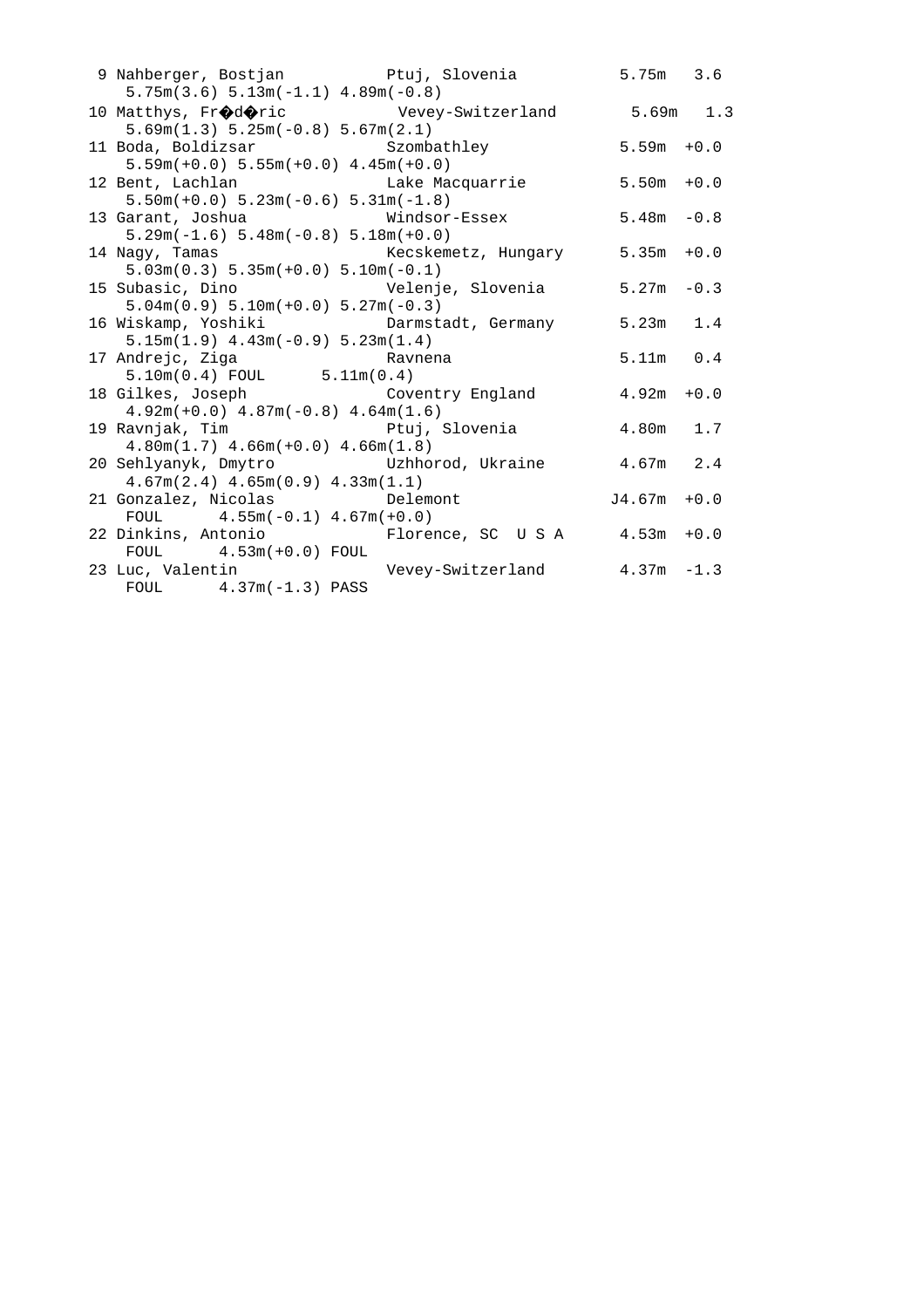```
 9 Nahberger, Bostjan          Ptuj, Slovenia          5.75m   3.6
    5.75m(3.6) 5.13m(-1.1) 4.89m(-0.8)
10 Matthys, Fr��d��ric          Vevey-Switzerland        5.69m   1.3
    5.69m(1.3) 5.25m(-0.8) 5.67m(2.1)
11 Boda, Boldizsar             Szombathley             5.59m  +0.0
    5.59m(+0.0) 5.55m(+0.0) 4.45m(+0.0)
12 Bent, Lachlan               Lake Macquarrie         5.50m  +0.0
    5.50m(+0.0) 5.23m(-0.6) 5.31m(-1.8)
13 Garant, Joshua              Windsor-Essex           5.48m  -0.8
    5.29m(-1.6) 5.48m(-0.8) 5.18m(+0.0)
14 Nagy, Tamas                 Kecskemetz, Hungary     5.35m  +0.0
    5.03m(0.3) 5.35m(+0.0) 5.10m(-0.1)
15 Subasic, Dino               Velenje, Slovenia       5.27m  -0.3
    5.04m(0.9) 5.10m(+0.0) 5.27m(-0.3)
16 Wiskamp, Yoshiki            Darmstadt, Germany      5.23m   1.4
    5.15m(1.9) 4.43m(-0.9) 5.23m(1.4)
17 Andrejc, Ziga               Ravnena                 5.11m   0.4
    5.10m(0.4) FOUL      5.11m(0.4)
18 Gilkes, Joseph              Coventry England        4.92m  +0.0
    4.92m(+0.0) 4.87m(-0.8) 4.64m(1.6)
19 Ravnjak, Tim                Ptuj, Slovenia          4.80m   1.7
    4.80m(1.7) 4.66m(+0.0) 4.66m(1.8)
20 Sehlyanyk, Dmytro           Uzhhorod, Ukraine       4.67m   2.4
    4.67m(2.4) 4.65m(0.9) 4.33m(1.1)
21 Gonzalez, Nicolas           Delemont               J4.67m  +0.0
    FOUL      4.55m(-0.1) 4.67m(+0.0)
22 Dinkins, Antonio            Florence, SC  U S A     4.53m  +0.0
    FOUL      4.53m(+0.0) FOUL
23 Luc, Valentin               Vevey-Switzerland       4.37m  -1.3
    FOUL      4.37m(-1.3) PASS
```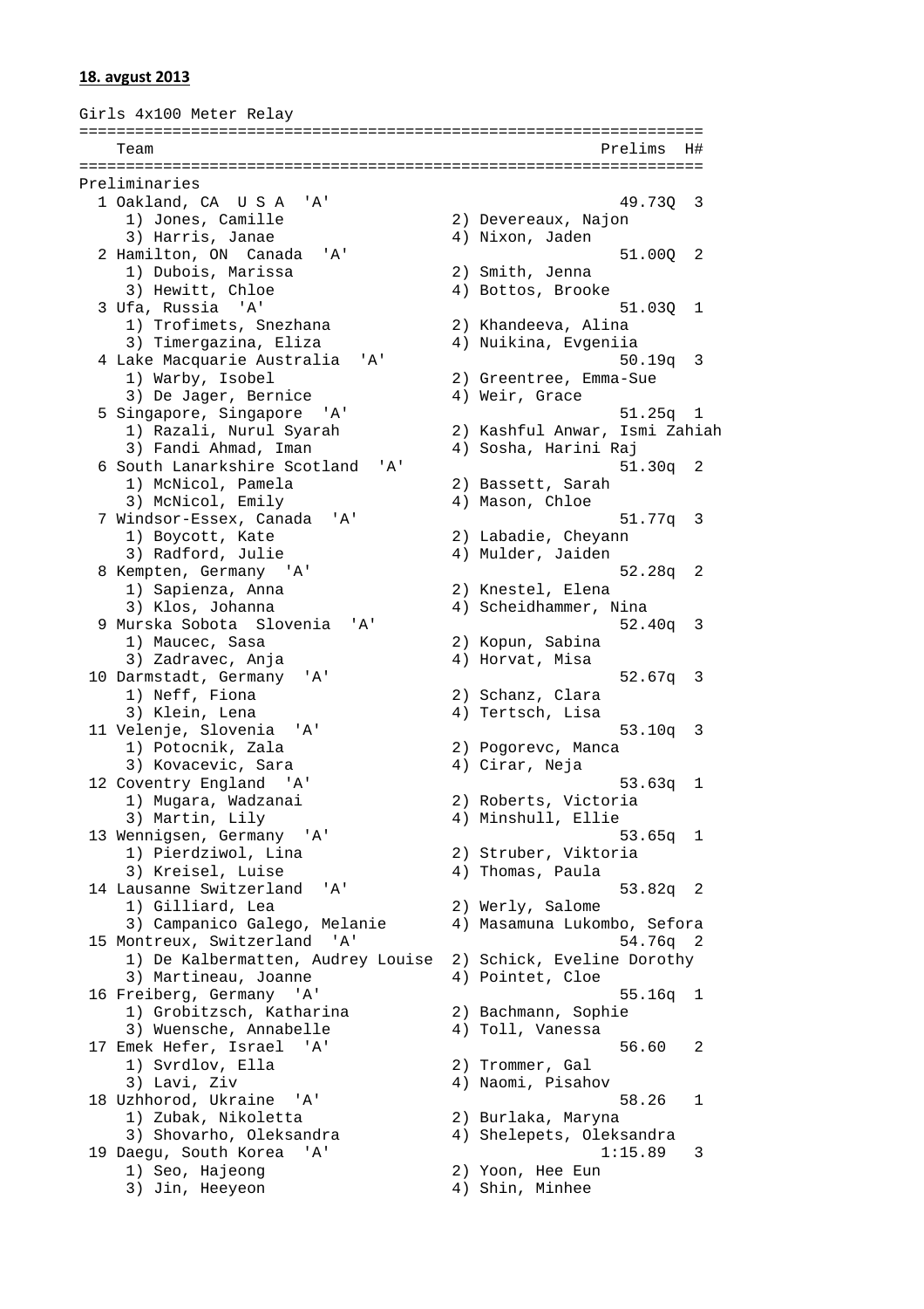**18. avgust 2013**

Girls 4x100 Meter Relay

| Place | Team | Prelims | H# |
|---|---|---|---|
| **Preliminaries** | | | |
| 1 | Oakland, CA U S A 'A' | 49.73Q | 3 |
| | 1) Jones, Camille 2) Devereaux, Najon 3) Harris, Janae 4) Nixon, Jaden | | |
| 2 | Hamilton, ON Canada 'A' | 51.00Q | 2 |
| | 1) Dubois, Marissa 2) Smith, Jenna 3) Hewitt, Chloe 4) Bottos, Brooke | | |
| 3 | Ufa, Russia 'A' | 51.03Q | 1 |
| | 1) Trofimets, Snezhana 2) Khandeeva, Alina 3) Timergazina, Eliza 4) Nuikina, Evgeniia | | |
| 4 | Lake Macquarie Australia 'A' | 50.19q | 3 |
| | 1) Warby, Isobel 2) Greentree, Emma-Sue 3) De Jager, Bernice 4) Weir, Grace | | |
| 5 | Singapore, Singapore 'A' | 51.25q | 1 |
| | 1) Razali, Nurul Syarah 2) Kashful Anwar, Ismi Zahiah 3) Fandi Ahmad, Iman 4) Sosha, Harini Raj | | |
| 6 | South Lanarkshire Scotland 'A' | 51.30q | 2 |
| | 1) McNicol, Pamela 2) Bassett, Sarah 3) McNicol, Emily 4) Mason, Chloe | | |
| 7 | Windsor-Essex, Canada 'A' | 51.77q | 3 |
| | 1) Boycott, Kate 2) Labadie, Cheyann 3) Radford, Julie 4) Mulder, Jaiden | | |
| 8 | Kempten, Germany 'A' | 52.28q | 2 |
| | 1) Sapienza, Anna 2) Knestel, Elena 3) Klos, Johanna 4) Scheidhammer, Nina | | |
| 9 | Murska Sobota Slovenia 'A' | 52.40q | 3 |
| | 1) Maucec, Sasa 2) Kopun, Sabina 3) Zadravec, Anja 4) Horvat, Misa | | |
| 10 | Darmstadt, Germany 'A' | 52.67q | 3 |
| | 1) Neff, Fiona 2) Schanz, Clara 3) Klein, Lena 4) Tertsch, Lisa | | |
| 11 | Velenje, Slovenia 'A' | 53.10q | 3 |
| | 1) Potocnik, Zala 2) Pogorevc, Manca 3) Kovacevic, Sara 4) Cirar, Neja | | |
| 12 | Coventry England 'A' | 53.63q | 1 |
| | 1) Mugara, Wadzanai 2) Roberts, Victoria 3) Martin, Lily 4) Minshull, Ellie | | |
| 13 | Wennigsen, Germany 'A' | 53.65q | 1 |
| | 1) Pierdziwol, Lina 2) Struber, Viktoria 3) Kreisel, Luise 4) Thomas, Paula | | |
| 14 | Lausanne Switzerland 'A' | 53.82q | 2 |
| | 1) Gilliard, Lea 2) Werly, Salome 3) Campanico Galego, Melanie 4) Masamuna Lukombo, Sefora | | |
| 15 | Montreux, Switzerland 'A' | 54.76q | 2 |
| | 1) De Kalbermatten, Audrey Louise 2) Schick, Eveline Dorothy 3) Martineau, Joanne 4) Pointet, Cloe | | |
| 16 | Freiberg, Germany 'A' | 55.16q | 1 |
| | 1) Grobitzsch, Katharina 2) Bachmann, Sophie 3) Wuensche, Annabelle 4) Toll, Vanessa | | |
| 17 | Emek Hefer, Israel 'A' | 56.60 | 2 |
| | 1) Svrdlov, Ella 2) Trommer, Gal 3) Lavi, Ziv 4) Naomi, Pisahov | | |
| 18 | Uzhhorod, Ukraine 'A' | 58.26 | 1 |
| | 1) Zubak, Nikoletta 2) Burlaka, Maryna 3) Shovarho, Oleksandra 4) Shelepets, Oleksandra | | |
| 19 | Daegu, South Korea 'A' | 1:15.89 | 3 |
| | 1) Seo, Hajeong 2) Yoon, Hee Eun 3) Jin, Heeyeon 4) Shin, Minhee | | |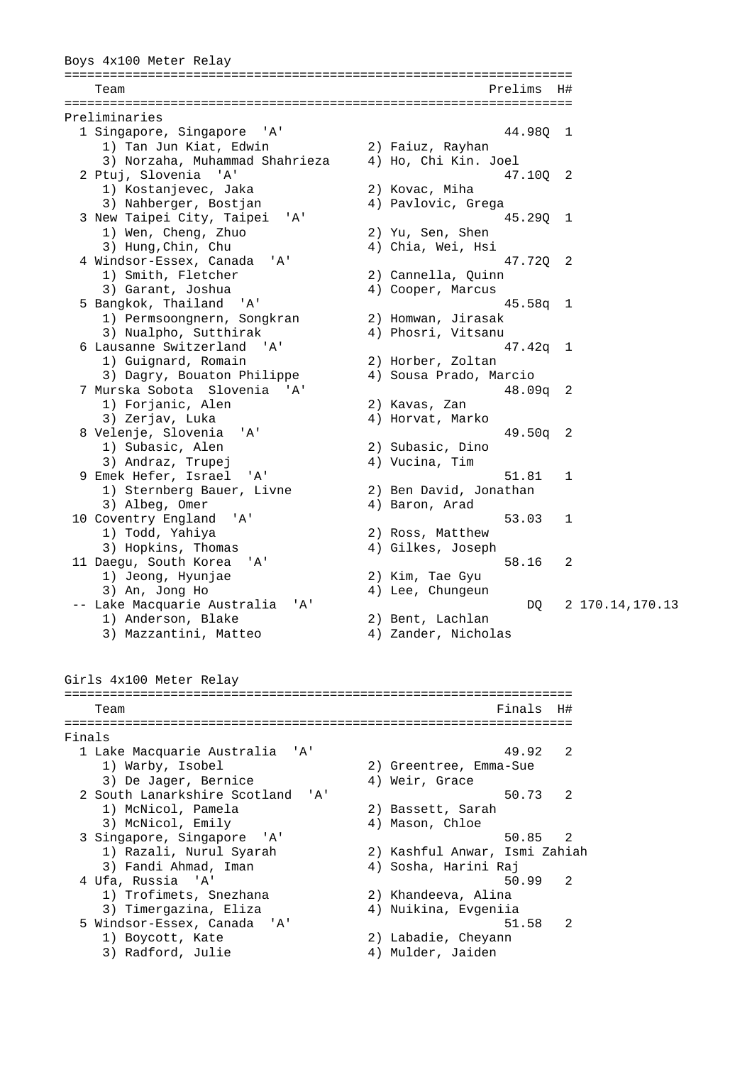## Boys 4x100 Meter Relay

| Place | Team | Prelims | H# | |
|---|---|---|---|---|
| **Preliminaries** | | | | |
| 1 | Singapore, Singapore 'A' | 44.98Q | 1 | |
| | 1) Tan Jun Kiat, Edwin 2) Faiuz, Rayhan 3) Norzaha, Muhammad Shahrieza 4) Ho, Chi Kin. Joel | | | |
| 2 | Ptuj, Slovenia 'A' | 47.10Q | 2 | |
| | 1) Kostanjevec, Jaka 2) Kovac, Miha 3) Nahberger, Bostjan 4) Pavlovic, Grega | | | |
| 3 | New Taipei City, Taipei 'A' | 45.29Q | 1 | |
| | 1) Wen, Cheng, Zhuo 2) Yu, Sen, Shen 3) Hung,Chin, Chu 4) Chia, Wei, Hsi | | | |
| 4 | Windsor-Essex, Canada 'A' | 47.72Q | 2 | |
| | 1) Smith, Fletcher 2) Cannella, Quinn 3) Garant, Joshua 4) Cooper, Marcus | | | |
| 5 | Bangkok, Thailand 'A' | 45.58q | 1 | |
| | 1) Permsoongnern, Songkran 2) Homwan, Jirasak 3) Nualpho, Sutthirak 4) Phosri, Vitsanu | | | |
| 6 | Lausanne Switzerland 'A' | 47.42q | 1 | |
| | 1) Guignard, Romain 2) Horber, Zoltan 3) Dagry, Bouaton Philippe 4) Sousa Prado, Marcio | | | |
| 7 | Murska Sobota Slovenia 'A' | 48.09q | 2 | |
| | 1) Forjanic, Alen 2) Kavas, Zan 3) Zerjav, Luka 4) Horvat, Marko | | | |
| 8 | Velenje, Slovenia 'A' | 49.50q | 2 | |
| | 1) Subasic, Alen 2) Subasic, Dino 3) Andraz, Trupej 4) Vucina, Tim | | | |
| 9 | Emek Hefer, Israel 'A' | 51.81 | 1 | |
| | 1) Sternberg Bauer, Livne 2) Ben David, Jonathan 3) Albeg, Omer 4) Baron, Arad | | | |
| 10 | Coventry England 'A' | 53.03 | 1 | |
| | 1) Todd, Yahiya 2) Ross, Matthew 3) Hopkins, Thomas 4) Gilkes, Joseph | | | |
| 11 | Daegu, South Korea 'A' | 58.16 | 2 | |
| | 1) Jeong, Hyunjae 2) Kim, Tae Gyu 3) An, Jong Ho 4) Lee, Chungeun | | | |
| -- | Lake Macquarie Australia 'A' | DQ | 2 | 170.14,170.13 |
| | 1) Anderson, Blake 2) Bent, Lachlan 3) Mazzantini, Matteo 4) Zander, Nicholas | | | |

## Girls 4x100 Meter Relay

| Place | Team | Finals | H# |
|---|---|---|---|
| **Finals** | | | |
| 1 | Lake Macquarie Australia 'A' | 49.92 | 2 |
| | 1) Warby, Isobel 2) Greentree, Emma-Sue 3) De Jager, Bernice 4) Weir, Grace | | |
| 2 | South Lanarkshire Scotland 'A' | 50.73 | 2 |
| | 1) McNicol, Pamela 2) Bassett, Sarah 3) McNicol, Emily 4) Mason, Chloe | | |
| 3 | Singapore, Singapore 'A' | 50.85 | 2 |
| | 1) Razali, Nurul Syarah 2) Kashful Anwar, Ismi Zahiah 3) Fandi Ahmad, Iman 4) Sosha, Harini Raj | | |
| 4 | Ufa, Russia 'A' | 50.99 | 2 |
| | 1) Trofimets, Snezhana 2) Khandeeva, Alina 3) Timergazina, Eliza 4) Nuikina, Evgeniia | | |
| 5 | Windsor-Essex, Canada 'A' | 51.58 | 2 |
| | 1) Boycott, Kate 2) Labadie, Cheyann 3) Radford, Julie 4) Mulder, Jaiden | | |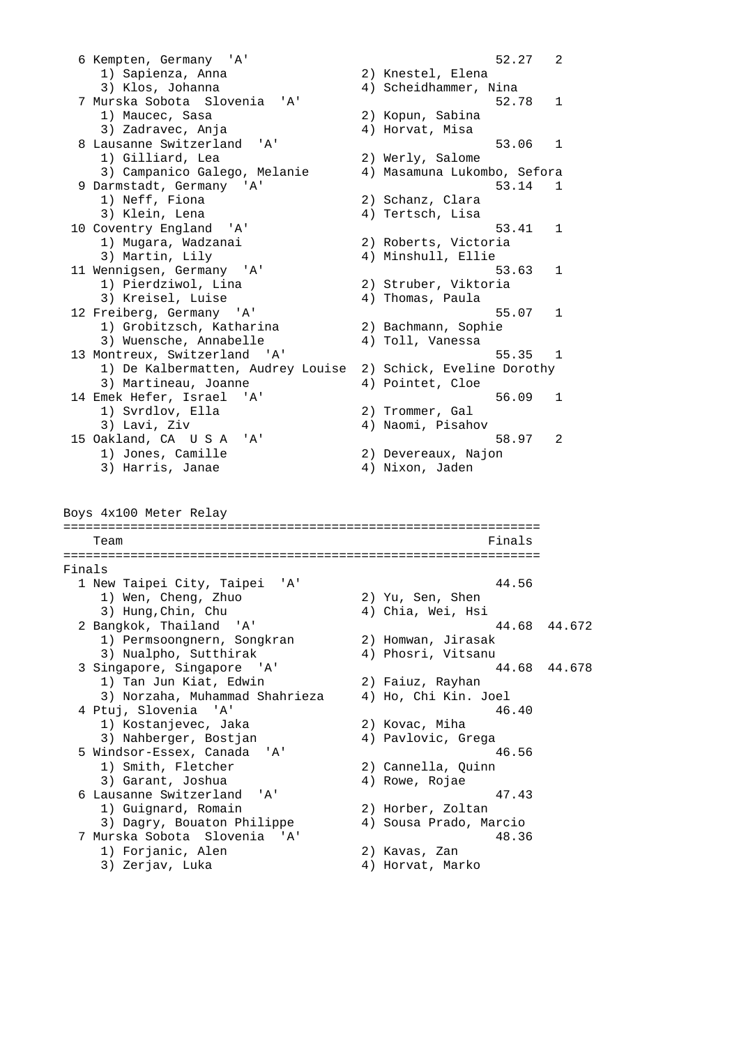```
  6 Kempten, Germany  'A'                                  52.27   2
     1) Sapienza, Anna                 2) Knestel, Elena
     3) Klos, Johanna                  4) Scheidhammer, Nina
  7 Murska Sobota  Slovenia  'A'                           52.78   1
     1) Maucec, Sasa                   2) Kopun, Sabina
     3) Zadravec, Anja                 4) Horvat, Misa
  8 Lausanne Switzerland  'A'                              53.06   1
     1) Gilliard, Lea                  2) Werly, Salome
     3) Campanico Galego, Melanie      4) Masamuna Lukombo, Sefora
  9 Darmstadt, Germany  'A'                                53.14   1
     1) Neff, Fiona                    2) Schanz, Clara
     3) Klein, Lena                    4) Tertsch, Lisa
 10 Coventry England  'A'                                  53.41   1
     1) Mugara, Wadzanai               2) Roberts, Victoria
     3) Martin, Lily                   4) Minshull, Ellie
 11 Wennigsen, Germany  'A'                                53.63   1
     1) Pierdziwol, Lina               2) Struber, Viktoria
     3) Kreisel, Luise                 4) Thomas, Paula
 12 Freiberg, Germany  'A'                                 55.07   1
     1) Grobitzsch, Katharina          2) Bachmann, Sophie
     3) Wuensche, Annabelle            4) Toll, Vanessa
 13 Montreux, Switzerland  'A'                             55.35   1
     1) De Kalbermatten, Audrey Louise  2) Schick, Eveline Dorothy
     3) Martineau, Joanne              4) Pointet, Cloe
 14 Emek Hefer, Israel  'A'                                56.09   1
     1) Svrdlov, Ella                  2) Trommer, Gal
     3) Lavi, Ziv                      4) Naomi, Pisahov
 15 Oakland, CA  U S A  'A'                                58.97   2
     1) Jones, Camille                 2) Devereaux, Najon
     3) Harris, Janae                  4) Nixon, Jaden
```

Boys 4x100 Meter Relay

```
================================================================
    Team                                                 Finals
================================================================
Finals
  1 New Taipei City, Taipei  'A'                           44.56
     1) Wen, Cheng, Zhuo               2) Yu, Sen, Shen
     3) Hung,Chin, Chu                 4) Chia, Wei, Hsi
  2 Bangkok, Thailand  'A'                                 44.68  44.672
     1) Permsoongnern, Songkran        2) Homwan, Jirasak
     3) Nualpho, Sutthirak             4) Phosri, Vitsanu
  3 Singapore, Singapore  'A'                              44.68  44.678
     1) Tan Jun Kiat, Edwin            2) Faiuz, Rayhan
     3) Norzaha, Muhammad Shahrieza    4) Ho, Chi Kin. Joel
  4 Ptuj, Slovenia  'A'                                    46.40
     1) Kostanjevec, Jaka              2) Kovac, Miha
     3) Nahberger, Bostjan             4) Pavlovic, Grega
  5 Windsor-Essex, Canada  'A'                             46.56
     1) Smith, Fletcher                2) Cannella, Quinn
     3) Garant, Joshua                 4) Rowe, Rojae
  6 Lausanne Switzerland  'A'                              47.43
     1) Guignard, Romain               2) Horber, Zoltan
     3) Dagry, Bouaton Philippe        4) Sousa Prado, Marcio
  7 Murska Sobota  Slovenia  'A'                           48.36
     1) Forjanic, Alen                 2) Kavas, Zan
     3) Zerjav, Luka                   4) Horvat, Marko
```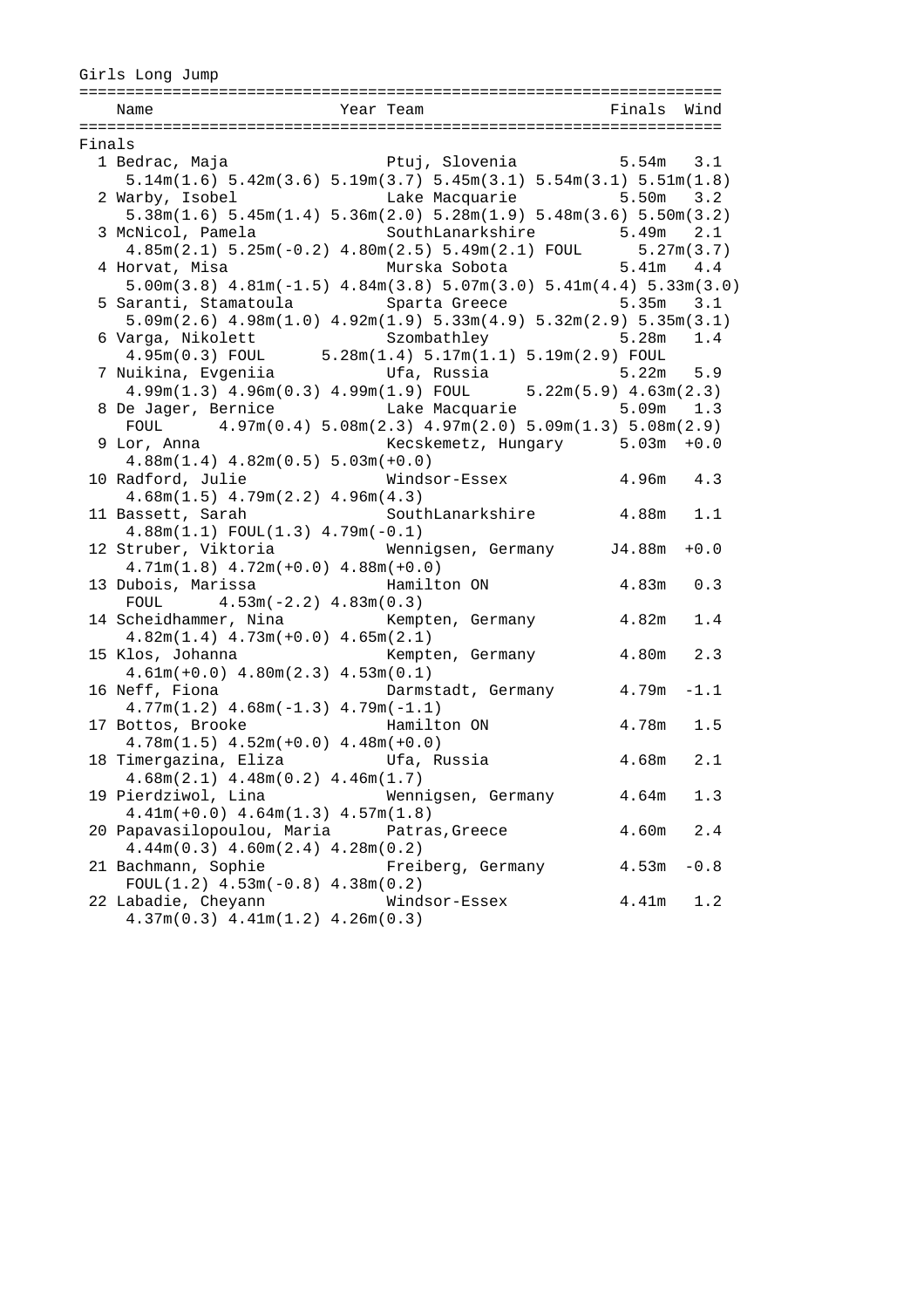## Girls Long Jump

| | Name | Year | Team | Finals | Wind |
|---|---|---|---|---|---|
| **Finals** | | | | | |
| 1 | Bedrac, Maja | | Ptuj, Slovenia | 5.54m | 3.1 |
| | 5.14m(1.6) 5.42m(3.6) 5.19m(3.7) 5.45m(3.1) 5.54m(3.1) 5.51m(1.8) | | | | |
| 2 | Warby, Isobel | | Lake Macquarie | 5.50m | 3.2 |
| | 5.38m(1.6) 5.45m(1.4) 5.36m(2.0) 5.28m(1.9) 5.48m(3.6) 5.50m(3.2) | | | | |
| 3 | McNicol, Pamela | | SouthLanarkshire | 5.49m | 2.1 |
| | 4.85m(2.1) 5.25m(-0.2) 4.80m(2.5) 5.49m(2.1) FOUL 5.27m(3.7) | | | | |
| 4 | Horvat, Misa | | Murska Sobota | 5.41m | 4.4 |
| | 5.00m(3.8) 4.81m(-1.5) 4.84m(3.8) 5.07m(3.0) 5.41m(4.4) 5.33m(3.0) | | | | |
| 5 | Saranti, Stamatoula | | Sparta Greece | 5.35m | 3.1 |
| | 5.09m(2.6) 4.98m(1.0) 4.92m(1.9) 5.33m(4.9) 5.32m(2.9) 5.35m(3.1) | | | | |
| 6 | Varga, Nikolett | | Szombathley | 5.28m | 1.4 |
| | 4.95m(0.3) FOUL 5.28m(1.4) 5.17m(1.1) 5.19m(2.9) FOUL | | | | |
| 7 | Nuikina, Evgeniia | | Ufa, Russia | 5.22m | 5.9 |
| | 4.99m(1.3) 4.96m(0.3) 4.99m(1.9) FOUL 5.22m(5.9) 4.63m(2.3) | | | | |
| 8 | De Jager, Bernice | | Lake Macquarie | 5.09m | 1.3 |
| | FOUL 4.97m(0.4) 5.08m(2.3) 4.97m(2.0) 5.09m(1.3) 5.08m(2.9) | | | | |
| 9 | Lor, Anna | | Kecskemetz, Hungary | 5.03m | +0.0 |
| | 4.88m(1.4) 4.82m(0.5) 5.03m(+0.0) | | | | |
| 10 | Radford, Julie | | Windsor-Essex | 4.96m | 4.3 |
| | 4.68m(1.5) 4.79m(2.2) 4.96m(4.3) | | | | |
| 11 | Bassett, Sarah | | SouthLanarkshire | 4.88m | 1.1 |
| | 4.88m(1.1) FOUL(1.3) 4.79m(-0.1) | | | | |
| 12 | Struber, Viktoria | | Wennigsen, Germany | J4.88m | +0.0 |
| | 4.71m(1.8) 4.72m(+0.0) 4.88m(+0.0) | | | | |
| 13 | Dubois, Marissa | | Hamilton ON | 4.83m | 0.3 |
| | FOUL 4.53m(-2.2) 4.83m(0.3) | | | | |
| 14 | Scheidhammer, Nina | | Kempten, Germany | 4.82m | 1.4 |
| | 4.82m(1.4) 4.73m(+0.0) 4.65m(2.1) | | | | |
| 15 | Klos, Johanna | | Kempten, Germany | 4.80m | 2.3 |
| | 4.61m(+0.0) 4.80m(2.3) 4.53m(0.1) | | | | |
| 16 | Neff, Fiona | | Darmstadt, Germany | 4.79m | -1.1 |
| | 4.77m(1.2) 4.68m(-1.3) 4.79m(-1.1) | | | | |
| 17 | Bottos, Brooke | | Hamilton ON | 4.78m | 1.5 |
| | 4.78m(1.5) 4.52m(+0.0) 4.48m(+0.0) | | | | |
| 18 | Timergazina, Eliza | | Ufa, Russia | 4.68m | 2.1 |
| | 4.68m(2.1) 4.48m(0.2) 4.46m(1.7) | | | | |
| 19 | Pierdziwol, Lina | | Wennigsen, Germany | 4.64m | 1.3 |
| | 4.41m(+0.0) 4.64m(1.3) 4.57m(1.8) | | | | |
| 20 | Papavasilopoulou, Maria | | Patras,Greece | 4.60m | 2.4 |
| | 4.44m(0.3) 4.60m(2.4) 4.28m(0.2) | | | | |
| 21 | Bachmann, Sophie | | Freiberg, Germany | 4.53m | -0.8 |
| | FOUL(1.2) 4.53m(-0.8) 4.38m(0.2) | | | | |
| 22 | Labadie, Cheyann | | Windsor-Essex | 4.41m | 1.2 |
| | 4.37m(0.3) 4.41m(1.2) 4.26m(0.3) | | | | |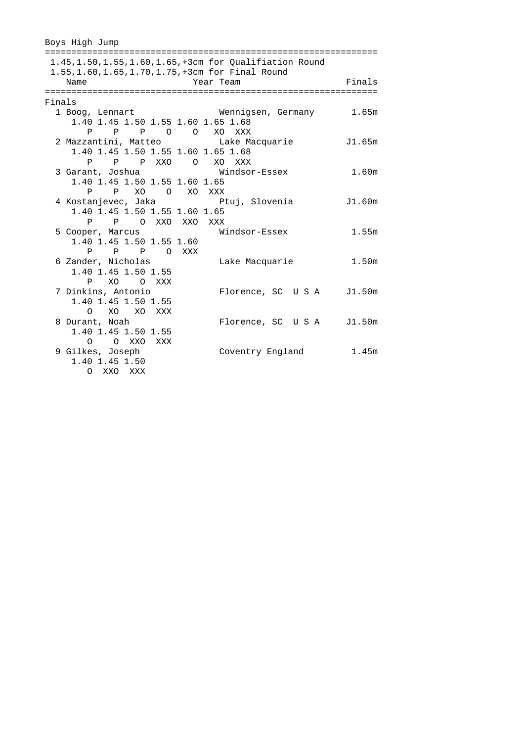Boys High Jump

```
================================================================
 1.45,1.50,1.55,1.60,1.65,+3cm for Qualifiation Round
 1.55,1.60,1.65,1.70,1.75,+3cm for Final Round
    Name                    Year Team                     Finals
================================================================
Finals
  1 Boog, Lennart                 Wennigsen, Germany      1.65m
     1.40 1.45 1.50 1.55 1.60 1.65 1.68
        P    P    P    O    O   XO  XXX
  2 Mazzantini, Matteo            Lake Macquarie         J1.65m
     1.40 1.45 1.50 1.55 1.60 1.65 1.68
        P    P    P  XXO    O   XO  XXX
  3 Garant, Joshua                Windsor-Essex           1.60m
     1.40 1.45 1.50 1.55 1.60 1.65
        P    P   XO    O   XO  XXX
  4 Kostanjevec, Jaka             Ptuj, Slovenia         J1.60m
     1.40 1.45 1.50 1.55 1.60 1.65
        P    P    O  XXO  XXO  XXX
  5 Cooper, Marcus                Windsor-Essex           1.55m
     1.40 1.45 1.50 1.55 1.60
        P    P    P    O  XXX
  6 Zander, Nicholas              Lake Macquarie          1.50m
     1.40 1.45 1.50 1.55
        P   XO    O  XXX
  7 Dinkins, Antonio              Florence, SC  U S A    J1.50m
     1.40 1.45 1.50 1.55
        O   XO   XO  XXX
  8 Durant, Noah                  Florence, SC  U S A    J1.50m
     1.40 1.45 1.50 1.55
        O    O  XXO  XXX
  9 Gilkes, Joseph                Coventry England        1.45m
     1.40 1.45 1.50
        O  XXO  XXX
```